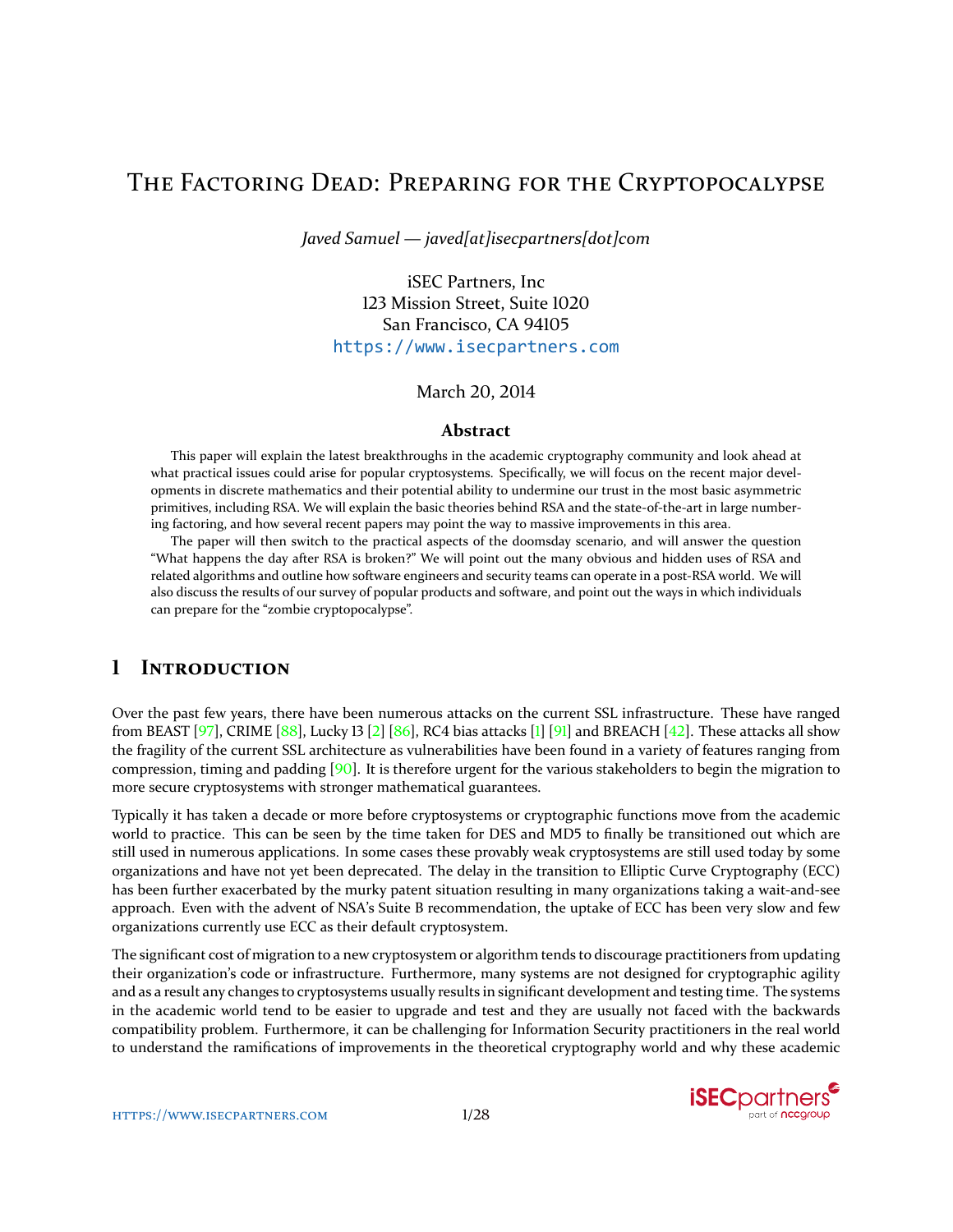# The Factoring Dead: Preparing for the Cryptopocalypse

*Javed Samuel — javed[at]isecpartners[dot]com*

iSEC Partners, Inc
123 Mission Street, Suite 1020
San Francisco, CA 94105
https://www.isecpartners.com

March 20, 2014

### Abstract

This paper will explain the latest breakthroughs in the academic cryptography community and look ahead at what practical issues could arise for popular cryptosystems. Specifically, we will focus on the recent major developments in discrete mathematics and their potential ability to undermine our trust in the most basic asymmetric primitives, including RSA. We will explain the basic theories behind RSA and the state-of-the-art in large numbering factoring, and how several recent papers may point the way to massive improvements in this area.

The paper will then switch to the practical aspects of the doomsday scenario, and will answer the question "What happens the day after RSA is broken?" We will point out the many obvious and hidden uses of RSA and related algorithms and outline how software engineers and security teams can operate in a post-RSA world. We will also discuss the results of our survey of popular products and software, and point out the ways in which individuals can prepare for the "zombie cryptopocalypse".

## 1 Introduction

Over the past few years, there have been numerous attacks on the current SSL infrastructure. These have ranged from BEAST [97], CRIME [88], Lucky 13 [2] [86], RC4 bias attacks [1] [91] and BREACH [42]. These attacks all show the fragility of the current SSL architecture as vulnerabilities have been found in a variety of features ranging from compression, timing and padding [90]. It is therefore urgent for the various stakeholders to begin the migration to more secure cryptosystems with stronger mathematical guarantees.

Typically it has taken a decade or more before cryptosystems or cryptographic functions move from the academic world to practice. This can be seen by the time taken for DES and MD5 to finally be transitioned out which are still used in numerous applications. In some cases these provably weak cryptosystems are still used today by some organizations and have not yet been deprecated. The delay in the transition to Elliptic Curve Cryptography (ECC) has been further exacerbated by the murky patent situation resulting in many organizations taking a wait-and-see approach. Even with the advent of NSA's Suite B recommendation, the uptake of ECC has been very slow and few organizations currently use ECC as their default cryptosystem.

The significant cost of migration to a new cryptosystem or algorithm tends to discourage practitioners from updating their organization's code or infrastructure. Furthermore, many systems are not designed for cryptographic agility and as a result any changes to cryptosystems usually results in significant development and testing time. The systems in the academic world tend to be easier to upgrade and test and they are usually not faced with the backwards compatibility problem. Furthermore, it can be challenging for Information Security practitioners in the real world to understand the ramifications of improvements in the theoretical cryptography world and why these academic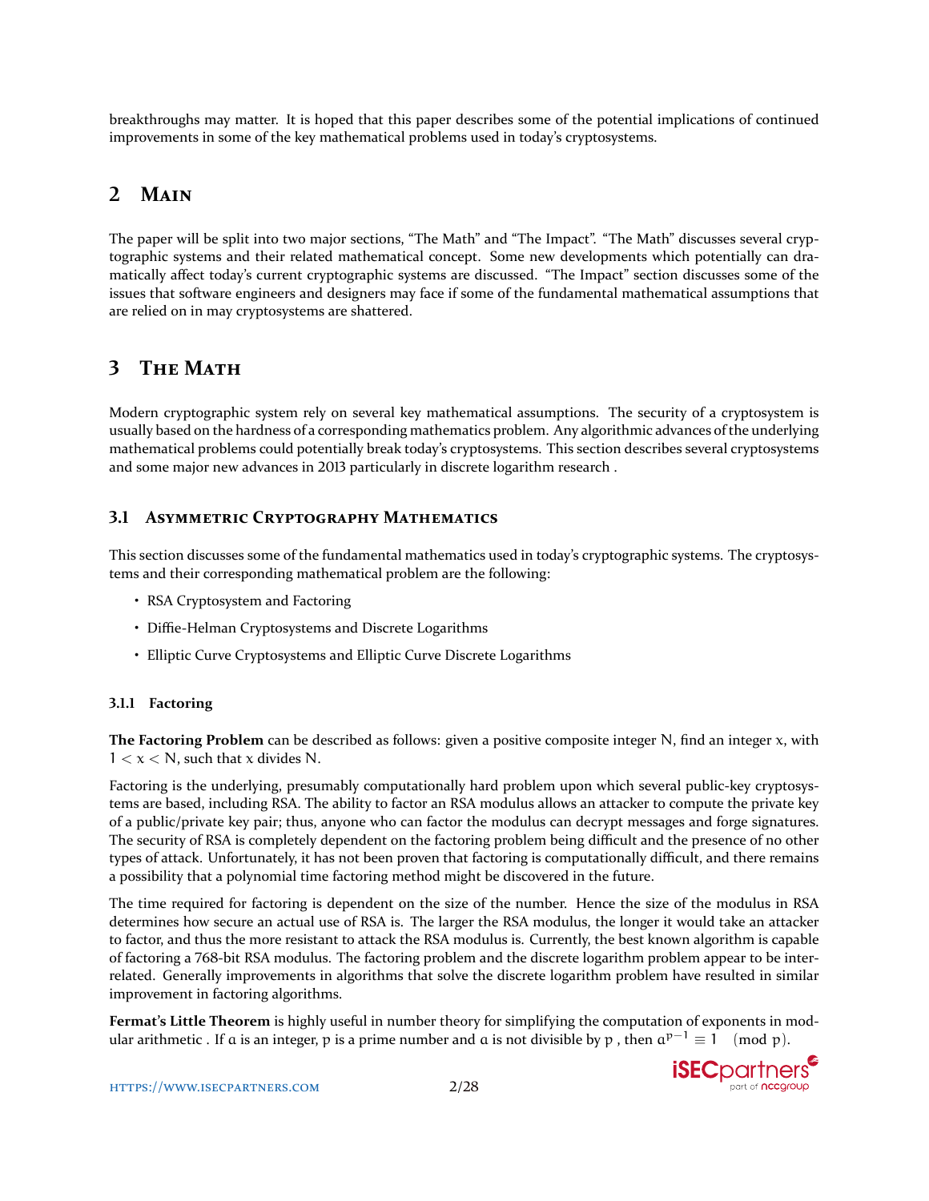breakthroughs may matter. It is hoped that this paper describes some of the potential implications of continued improvements in some of the key mathematical problems used in today's cryptosystems.

# 2 Main

The paper will be split into two major sections, "The Math" and "The Impact". "The Math" discusses several cryptographic systems and their related mathematical concept. Some new developments which potentially can dramatically affect today's current cryptographic systems are discussed. "The Impact" section discusses some of the issues that software engineers and designers may face if some of the fundamental mathematical assumptions that are relied on in may cryptosystems are shattered.

# 3 The Math

Modern cryptographic system rely on several key mathematical assumptions. The security of a cryptosystem is usually based on the hardness of a corresponding mathematics problem. Any algorithmic advances of the underlying mathematical problems could potentially break today's cryptosystems. This section describes several cryptosystems and some major new advances in 2013 particularly in discrete logarithm research .

## 3.1 Asymmetric Cryptography Mathematics

This section discusses some of the fundamental mathematics used in today's cryptographic systems. The cryptosystems and their corresponding mathematical problem are the following:

- RSA Cryptosystem and Factoring
- Diffie-Helman Cryptosystems and Discrete Logarithms
- Elliptic Curve Cryptosystems and Elliptic Curve Discrete Logarithms

### 3.1.1 Factoring

**The Factoring Problem** can be described as follows: given a positive composite integer $N$, find an integer $x$, with $1 < x < N$, such that $x$ divides $N$.

Factoring is the underlying, presumably computationally hard problem upon which several public-key cryptosystems are based, including RSA. The ability to factor an RSA modulus allows an attacker to compute the private key of a public/private key pair; thus, anyone who can factor the modulus can decrypt messages and forge signatures. The security of RSA is completely dependent on the factoring problem being difficult and the presence of no other types of attack. Unfortunately, it has not been proven that factoring is computationally difficult, and there remains a possibility that a polynomial time factoring method might be discovered in the future.

The time required for factoring is dependent on the size of the number. Hence the size of the modulus in RSA determines how secure an actual use of RSA is. The larger the RSA modulus, the longer it would take an attacker to factor, and thus the more resistant to attack the RSA modulus is. Currently, the best known algorithm is capable of factoring a 768-bit RSA modulus. The factoring problem and the discrete logarithm problem appear to be interrelated. Generally improvements in algorithms that solve the discrete logarithm problem have resulted in similar improvement in factoring algorithms.

**Fermat's Little Theorem** is highly useful in number theory for simplifying the computation of exponents in modular arithmetic . If $a$ is an integer, $p$ is a prime number and $a$ is not divisible by $p$ , then $a^{p-1} \equiv 1 \pmod{p}$.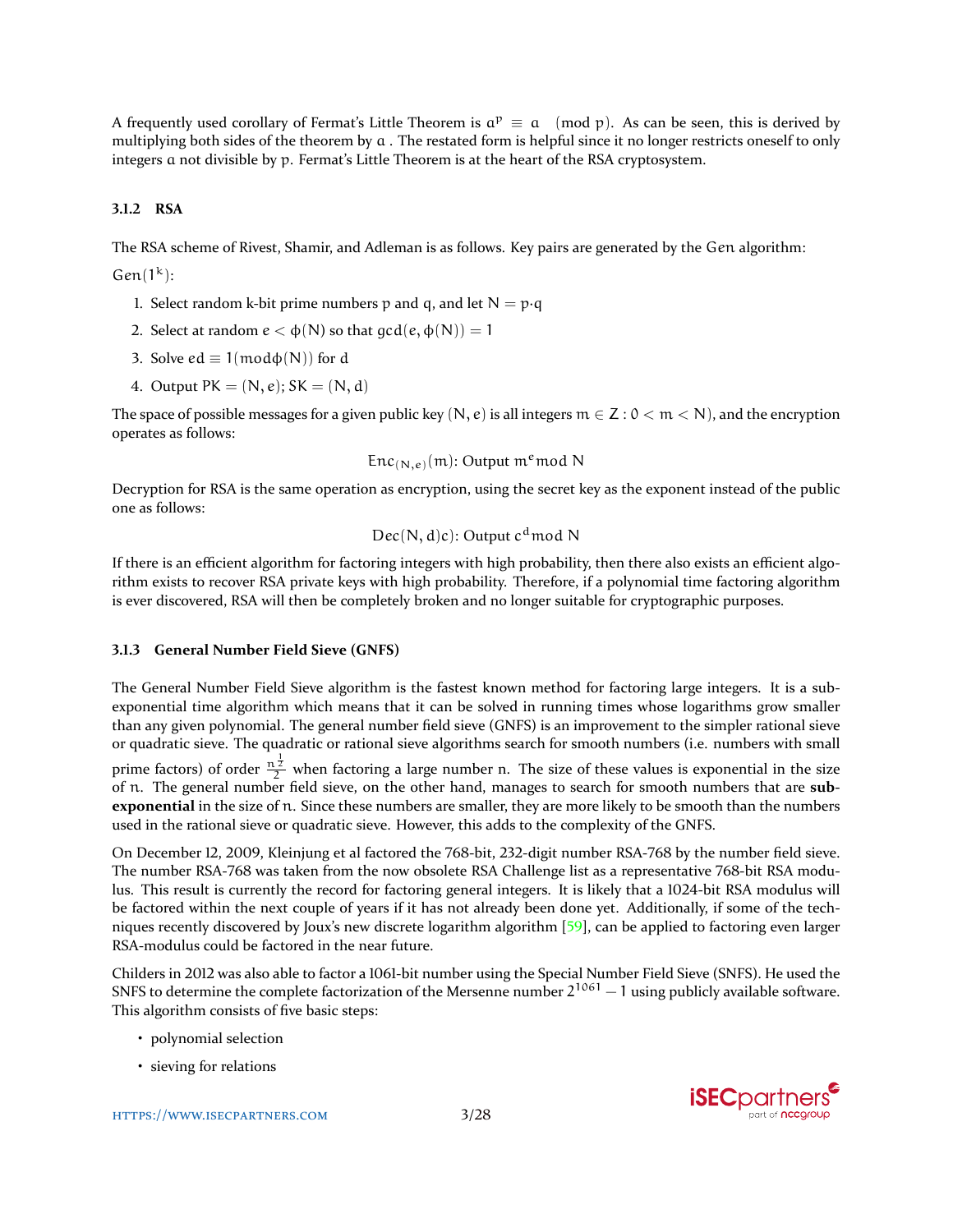A frequently used corollary of Fermat's Little Theorem is $a^p \equiv a \pmod{p}$. As can be seen, this is derived by multiplying both sides of the theorem by $a$ . The restated form is helpful since it no longer restricts oneself to only integers $a$ not divisible by $p$. Fermat's Little Theorem is at the heart of the RSA cryptosystem.

### 3.1.2 RSA

The RSA scheme of Rivest, Shamir, and Adleman is as follows. Key pairs are generated by the $Gen$ algorithm:

$Gen(1^k)$:

1. Select random k-bit prime numbers $p$ and $q$, and let $N = p \cdot q$
2. Select at random $e < \phi(N)$ so that $gcd(e, \phi(N)) = 1$
3. Solve $ed \equiv 1 (mod \phi(N))$ for $d$
4. Output $PK = (N, e)$; $SK = (N, d)$

The space of possible messages for a given public key $(N, e)$ is all integers $m \in Z : 0 < m < N)$, and the encryption operates as follows:

$$Enc_{(N,e)}(m)\text{: Output } m^e mod\ N$$

Decryption for RSA is the same operation as encryption, using the secret key as the exponent instead of the public one as follows:

$$Dec(N, d)c)\text{: Output } c^d mod\ N$$

If there is an efficient algorithm for factoring integers with high probability, then there also exists an efficient algorithm exists to recover RSA private keys with high probability. Therefore, if a polynomial time factoring algorithm is ever discovered, RSA will then be completely broken and no longer suitable for cryptographic purposes.

### 3.1.3 General Number Field Sieve (GNFS)

The General Number Field Sieve algorithm is the fastest known method for factoring large integers. It is a sub-exponential time algorithm which means that it can be solved in running times whose logarithms grow smaller than any given polynomial. The general number field sieve (GNFS) is an improvement to the simpler rational sieve or quadratic sieve. The quadratic or rational sieve algorithms search for smooth numbers (i.e. numbers with small prime factors) of order $\frac{n^{\frac{1}{2}}}{2}$ when factoring a large number $n$. The size of these values is exponential in the size of $n$. The general number field sieve, on the other hand, manages to search for smooth numbers that are **sub-exponential** in the size of $n$. Since these numbers are smaller, they are more likely to be smooth than the numbers used in the rational sieve or quadratic sieve. However, this adds to the complexity of the GNFS.

On December 12, 2009, Kleinjung et al factored the 768-bit, 232-digit number RSA-768 by the number field sieve. The number RSA-768 was taken from the now obsolete RSA Challenge list as a representative 768-bit RSA modulus. This result is currently the record for factoring general integers. It is likely that a 1024-bit RSA modulus will be factored within the next couple of years if it has not already been done yet. Additionally, if some of the techniques recently discovered by Joux's new discrete logarithm algorithm [59], can be applied to factoring even larger RSA-modulus could be factored in the near future.

Childers in 2012 was also able to factor a 1061-bit number using the Special Number Field Sieve (SNFS). He used the SNFS to determine the complete factorization of the Mersenne number $2^{1061} - 1$ using publicly available software. This algorithm consists of five basic steps:

- polynomial selection
- sieving for relations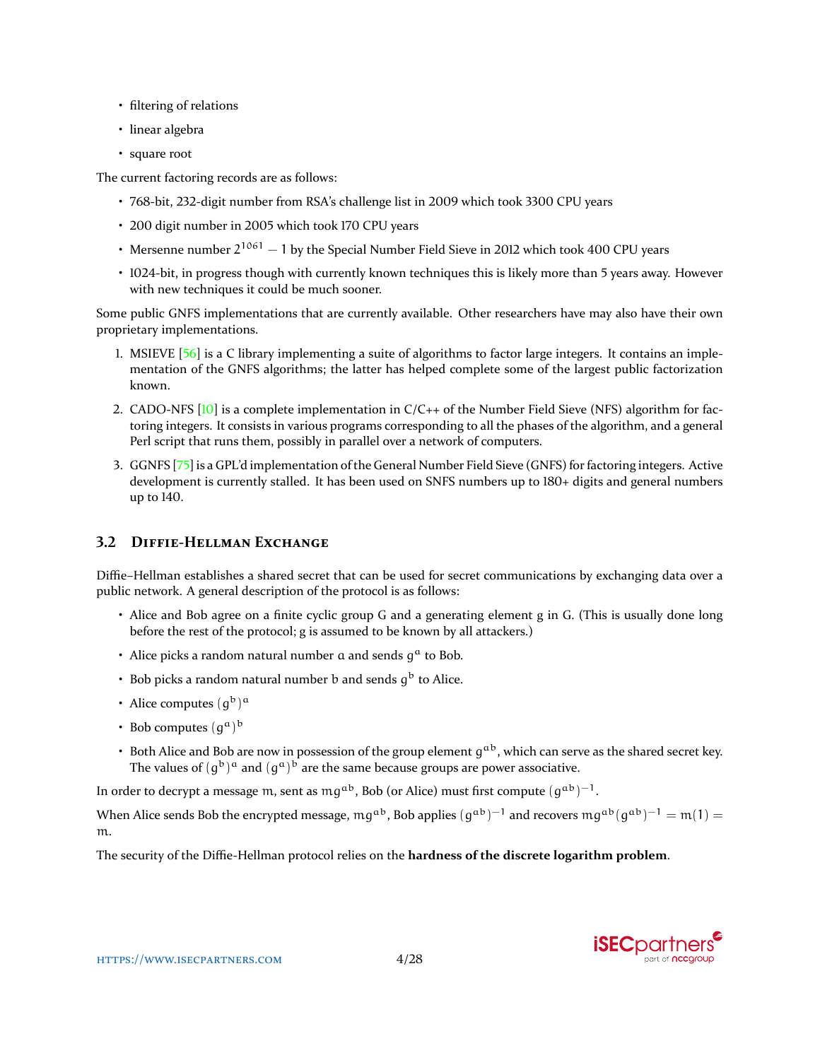- filtering of relations
- linear algebra
- square root

The current factoring records are as follows:

- 768-bit, 232-digit number from RSA's challenge list in 2009 which took 3300 CPU years
- 200 digit number in 2005 which took 170 CPU years
- Mersenne number $2^{1061} - 1$ by the Special Number Field Sieve in 2012 which took 400 CPU years
- 1024-bit, in progress though with currently known techniques this is likely more than 5 years away. However with new techniques it could be much sooner.

Some public GNFS implementations that are currently available. Other researchers have may also have their own proprietary implementations.

1. MSIEVE [56] is a C library implementing a suite of algorithms to factor large integers. It contains an implementation of the GNFS algorithms; the latter has helped complete some of the largest public factorization known.
2. CADO-NFS [10] is a complete implementation in C/C++ of the Number Field Sieve (NFS) algorithm for factoring integers. It consists in various programs corresponding to all the phases of the algorithm, and a general Perl script that runs them, possibly in parallel over a network of computers.
3. GGNFS [75] is a GPL'd implementation of the General Number Field Sieve (GNFS) for factoring integers. Active development is currently stalled. It has been used on SNFS numbers up to 180+ digits and general numbers up to 140.

### 3.2 Diffie-Hellman Exchange

Diffie–Hellman establishes a shared secret that can be used for secret communications by exchanging data over a public network. A general description of the protocol is as follows:

- Alice and Bob agree on a finite cyclic group G and a generating element g in G. (This is usually done long before the rest of the protocol; g is assumed to be known by all attackers.)
- Alice picks a random natural number $a$ and sends $g^a$ to Bob.
- Bob picks a random natural number $b$ and sends $g^b$ to Alice.
- Alice computes $(g^b)^a$
- Bob computes $(g^a)^b$
- Both Alice and Bob are now in possession of the group element $g^{ab}$, which can serve as the shared secret key. The values of $(g^b)^a$ and $(g^a)^b$ are the same because groups are power associative.

In order to decrypt a message $m$, sent as $mg^{ab}$, Bob (or Alice) must first compute $(g^{ab})^{-1}$.

When Alice sends Bob the encrypted message, $mg^{ab}$, Bob applies $(g^{ab})^{-1}$ and recovers $mg^{ab}(g^{ab})^{-1} = m(1) = m$.

The security of the Diffie-Hellman protocol relies on the **hardness of the discrete logarithm problem**.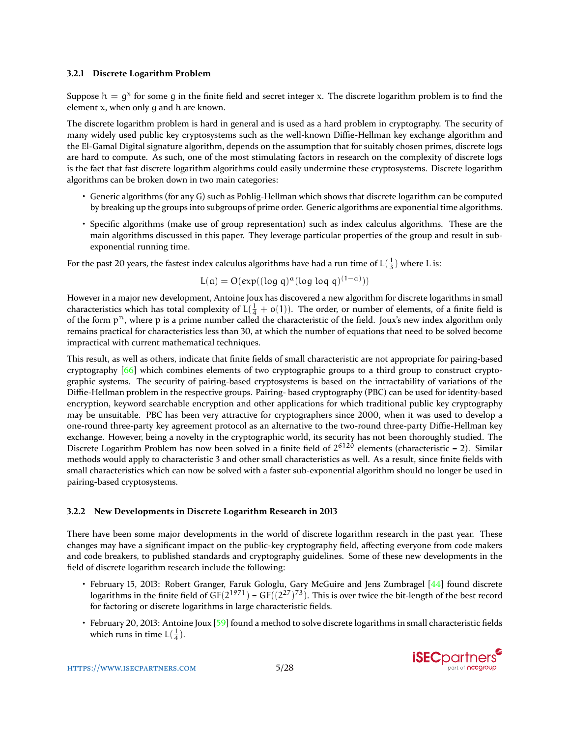### 3.2.1 Discrete Logarithm Problem

Suppose $h = g^x$ for some $g$ in the finite field and secret integer $x$. The discrete logarithm problem is to find the element $x$, when only $g$ and $h$ are known.

The discrete logarithm problem is hard in general and is used as a hard problem in cryptography. The security of many widely used public key cryptosystems such as the well-known Diffie-Hellman key exchange algorithm and the El-Gamal Digital signature algorithm, depends on the assumption that for suitably chosen primes, discrete logs are hard to compute. As such, one of the most stimulating factors in research on the complexity of discrete logs is the fact that fast discrete logarithm algorithms could easily undermine these cryptosystems. Discrete logarithm algorithms can be broken down in two main categories:

- Generic algorithms (for any G) such as Pohlig-Hellman which shows that discrete logarithm can be computed by breaking up the groups into subgroups of prime order. Generic algorithms are exponential time algorithms.
- Specific algorithms (make use of group representation) such as index calculus algorithms. These are the main algorithms discussed in this paper. They leverage particular properties of the group and result in sub-exponential running time.

For the past 20 years, the fastest index calculus algorithms have had a run time of $L(\frac{1}{3})$ where L is:

$$L(a) = O(exp((\log q)^a (\log \log q)^{(1-a)}))$$

However in a major new development, Antoine Joux has discovered a new algorithm for discrete logarithms in small characteristics which has total complexity of $L(\frac{1}{4} + o(1))$. The order, or number of elements, of a finite field is of the form $p^n$, where $p$ is a prime number called the characteristic of the field. Joux's new index algorithm only remains practical for characteristics less than 30, at which the number of equations that need to be solved become impractical with current mathematical techniques.

This result, as well as others, indicate that finite fields of small characteristic are not appropriate for pairing-based cryptography [66] which combines elements of two cryptographic groups to a third group to construct cryptographic systems. The security of pairing-based cryptosystems is based on the intractability of variations of the Diffie-Hellman problem in the respective groups. Pairing- based cryptography (PBC) can be used for identity-based encryption, keyword searchable encryption and other applications for which traditional public key cryptography may be unsuitable. PBC has been very attractive for cryptographers since 2000, when it was used to develop a one-round three-party key agreement protocol as an alternative to the two-round three-party Diffie-Hellman key exchange. However, being a novelty in the cryptographic world, its security has not been thoroughly studied. The Discrete Logarithm Problem has now been solved in a finite field of $2^{6120}$ elements (characteristic = 2). Similar methods would apply to characteristic 3 and other small characteristics as well. As a result, since finite fields with small characteristics which can now be solved with a faster sub-exponential algorithm should no longer be used in pairing-based cryptosystems.

### 3.2.2 New Developments in Discrete Logarithm Research in 2013

There have been some major developments in the world of discrete logarithm research in the past year. These changes may have a significant impact on the public-key cryptography field, affecting everyone from code makers and code breakers, to published standards and cryptography guidelines. Some of these new developments in the field of discrete logarithm research include the following:

- February 15, 2013: Robert Granger, Faruk Gologlu, Gary McGuire and Jens Zumbragel [44] found discrete logarithms in the finite field of $GF(2^{1971}) = GF((2^{27})^{73})$. This is over twice the bit-length of the best record for factoring or discrete logarithms in large characteristic fields.
- February 20, 2013: Antoine Joux [59] found a method to solve discrete logarithms in small characteristic fields which runs in time $L(\frac{1}{4})$.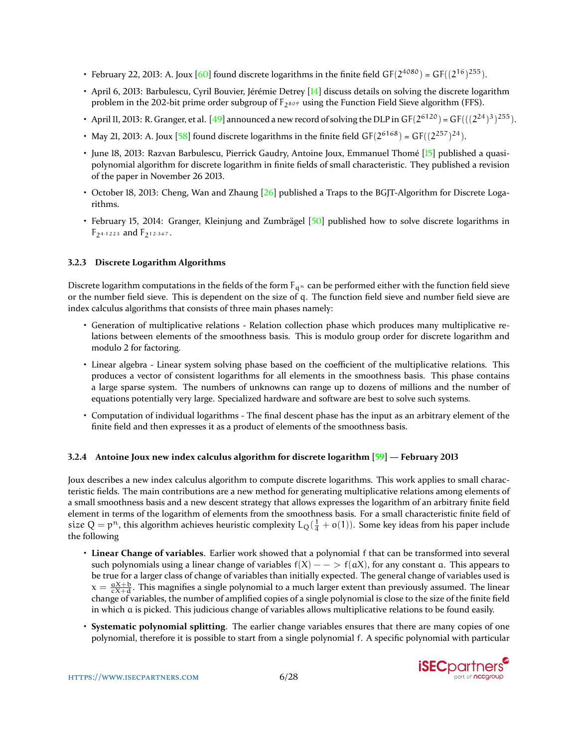- February 22, 2013: A. Joux [60] found discrete logarithms in the finite field $GF(2^{4080}) = GF((2^{16})^{255})$.
- April 6, 2013: Barbulescu, Cyril Bouvier, Jérémie Detrey [14] discuss details on solving the discrete logarithm problem in the 202-bit prime order subgroup of $F_{2^{809}}$ using the Function Field Sieve algorithm (FFS).
- April 11, 2013: R. Granger, et al. [49] announced a new record of solving the DLP in $GF(2^{6120}) = GF(((2^{24})^3)^{255})$.
- May 21, 2013: A. Joux [58] found discrete logarithms in the finite field $GF(2^{6168}) = GF((2^{257})^{24})$.
- June 18, 2013: Razvan Barbulescu, Pierrick Gaudry, Antoine Joux, Emmanuel Thomé [15] published a quasi-polynomial algorithm for discrete logarithm in finite fields of small characteristic. They published a revision of the paper in November 26 2013.
- October 18, 2013: Cheng, Wan and Zhaung [26] published a Traps to the BGJT-Algorithm for Discrete Logarithms.
- February 15, 2014: Granger, Kleinjung and Zumbrägel [50] published how to solve discrete logarithms in $F_{2^{4 \cdot 1223}}$ and $F_{2^{12 \cdot 367}}$.

### 3.2.3 Discrete Logarithm Algorithms

Discrete logarithm computations in the fields of the form $F_{q^n}$ can be performed either with the function field sieve or the number field sieve. This is dependent on the size of $q$. The function field sieve and number field sieve are index calculus algorithms that consists of three main phases namely:

- Generation of multiplicative relations - Relation collection phase which produces many multiplicative relations between elements of the smoothness basis. This is modulo group order for discrete logarithm and modulo 2 for factoring.
- Linear algebra - Linear system solving phase based on the coefficient of the multiplicative relations. This produces a vector of consistent logarithms for all elements in the smoothness basis. This phase contains a large sparse system. The numbers of unknowns can range up to dozens of millions and the number of equations potentially very large. Specialized hardware and software are best to solve such systems.
- Computation of individual logarithms - The final descent phase has the input as an arbitrary element of the finite field and then expresses it as a product of elements of the smoothness basis.

### 3.2.4 Antoine Joux new index calculus algorithm for discrete logarithm [59] — February 2013

Joux describes a new index calculus algorithm to compute discrete logarithms. This work applies to small characteristic fields. The main contributions are a new method for generating multiplicative relations among elements of a small smoothness basis and a new descent strategy that allows expresses the logarithm of an arbitrary finite field element in terms of the logarithm of elements from the smoothness basis. For a small characteristic finite field of *size* $Q = p^n$, this algorithm achieves heuristic complexity $L_Q(\frac{1}{4} + o(1))$. Some key ideas from his paper include the following

- **Linear Change of variables**. Earlier work showed that a polynomial $f$ that can be transformed into several such polynomials using a linear change of variables $f(X) - - > f(aX)$, for any constant $a$. This appears to be true for a larger class of change of variables than initially expected. The general change of variables used is $x = \frac{aX+b}{cX+d}$. This magnifies a single polynomial to a much larger extent than previously assumed. The linear change of variables, the number of amplified copies of a single polynomial is close to the size of the finite field in which $a$ is picked. This judicious change of variables allows multiplicative relations to be found easily.
- **Systematic polynomial splitting**. The earlier change variables ensures that there are many copies of one polynomial, therefore it is possible to start from a single polynomial $f$. A specific polynomial with particular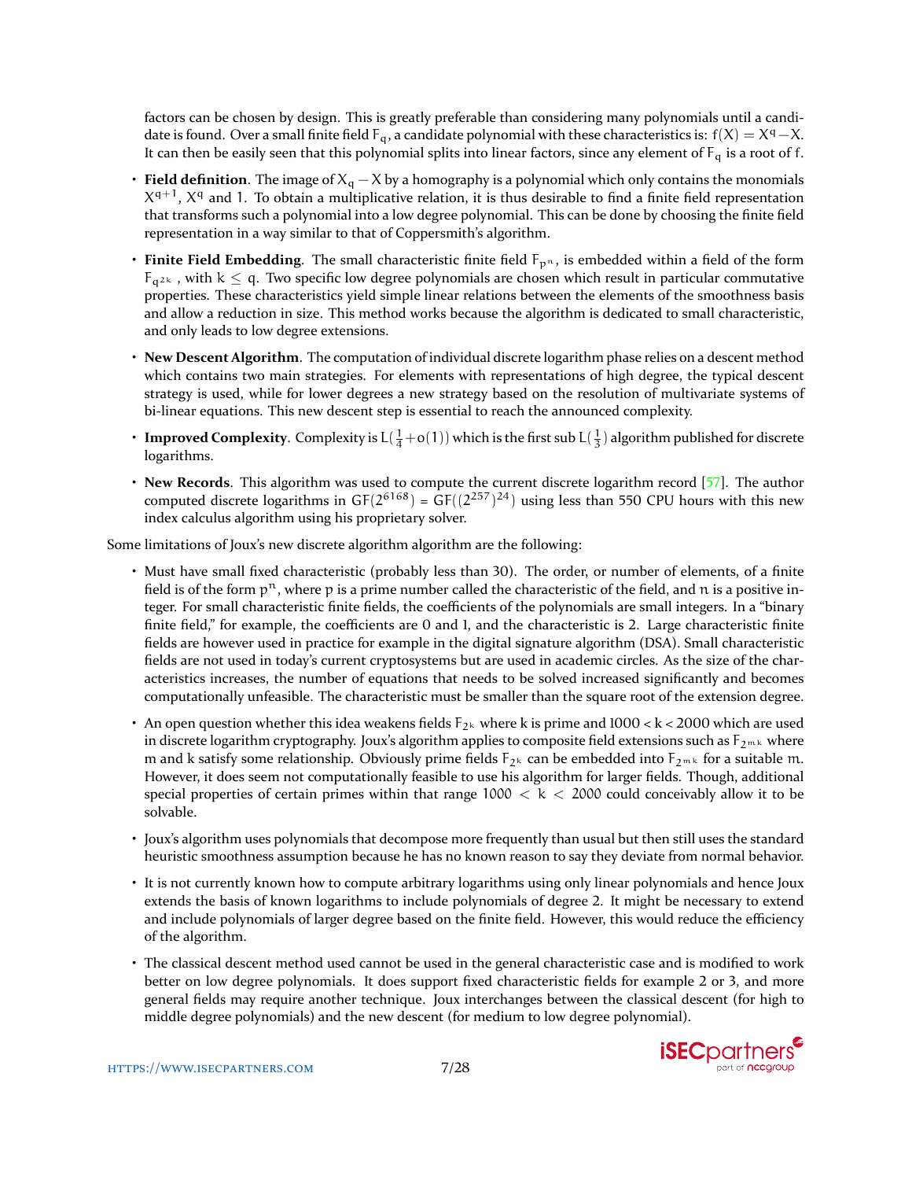factors can be chosen by design. This is greatly preferable than considering many polynomials until a candidate is found. Over a small finite field $F_q$, a candidate polynomial with these characteristics is: $f(X) = X^q - X$. It can then be easily seen that this polynomial splits into linear factors, since any element of $F_q$ is a root of $f$.

- **Field definition**. The image of $X_q - X$ by a homography is a polynomial which only contains the monomials $X^{q+1}$, $X^q$ and 1. To obtain a multiplicative relation, it is thus desirable to find a finite field representation that transforms such a polynomial into a low degree polynomial. This can be done by choosing the finite field representation in a way similar to that of Coppersmith's algorithm.
- **Finite Field Embedding**. The small characteristic finite field $F_{p^n}$, is embedded within a field of the form $F_{q^{2k}}$, with $k \leq q$. Two specific low degree polynomials are chosen which result in particular commutative properties. These characteristics yield simple linear relations between the elements of the smoothness basis and allow a reduction in size. This method works because the algorithm is dedicated to small characteristic, and only leads to low degree extensions.
- **New Descent Algorithm**. The computation of individual discrete logarithm phase relies on a descent method which contains two main strategies. For elements with representations of high degree, the typical descent strategy is used, while for lower degrees a new strategy based on the resolution of multivariate systems of bi-linear equations. This new descent step is essential to reach the announced complexity.
- **Improved Complexity**. Complexity is $L(\frac{1}{4}+o(1))$ which is the first sub $L(\frac{1}{3})$ algorithm published for discrete logarithms.
- **New Records**. This algorithm was used to compute the current discrete logarithm record [57]. The author computed discrete logarithms in $GF(2^{6168}) = GF((2^{257})^{24})$ using less than 550 CPU hours with this new index calculus algorithm using his proprietary solver.

Some limitations of Joux's new discrete algorithm algorithm are the following:

- Must have small fixed characteristic (probably less than 30). The order, or number of elements, of a finite field is of the form $p^n$, where $p$ is a prime number called the characteristic of the field, and $n$ is a positive integer. For small characteristic finite fields, the coefficients of the polynomials are small integers. In a "binary finite field," for example, the coefficients are 0 and 1, and the characteristic is 2. Large characteristic finite fields are however used in practice for example in the digital signature algorithm (DSA). Small characteristic fields are not used in today's current cryptosystems but are used in academic circles. As the size of the characteristics increases, the number of equations that needs to be solved increased significantly and becomes computationally unfeasible. The characteristic must be smaller than the square root of the extension degree.
- An open question whether this idea weakens fields $F_{2^k}$ where $k$ is prime and $1000 < k < 2000$ which are used in discrete logarithm cryptography. Joux's algorithm applies to composite field extensions such as $F_{2^{mk}}$ where $m$ and $k$ satisfy some relationship. Obviously prime fields $F_{2^k}$ can be embedded into $F_{2^{mk}}$ for a suitable $m$. However, it does seem not computationally feasible to use his algorithm for larger fields. Though, additional special properties of certain primes within that range $1000 < k < 2000$ could conceivably allow it to be solvable.
- Joux's algorithm uses polynomials that decompose more frequently than usual but then still uses the standard heuristic smoothness assumption because he has no known reason to say they deviate from normal behavior.
- It is not currently known how to compute arbitrary logarithms using only linear polynomials and hence Joux extends the basis of known logarithms to include polynomials of degree 2. It might be necessary to extend and include polynomials of larger degree based on the finite field. However, this would reduce the efficiency of the algorithm.
- The classical descent method used cannot be used in the general characteristic case and is modified to work better on low degree polynomials. It does support fixed characteristic fields for example 2 or 3, and more general fields may require another technique. Joux interchanges between the classical descent (for high to middle degree polynomials) and the new descent (for medium to low degree polynomial).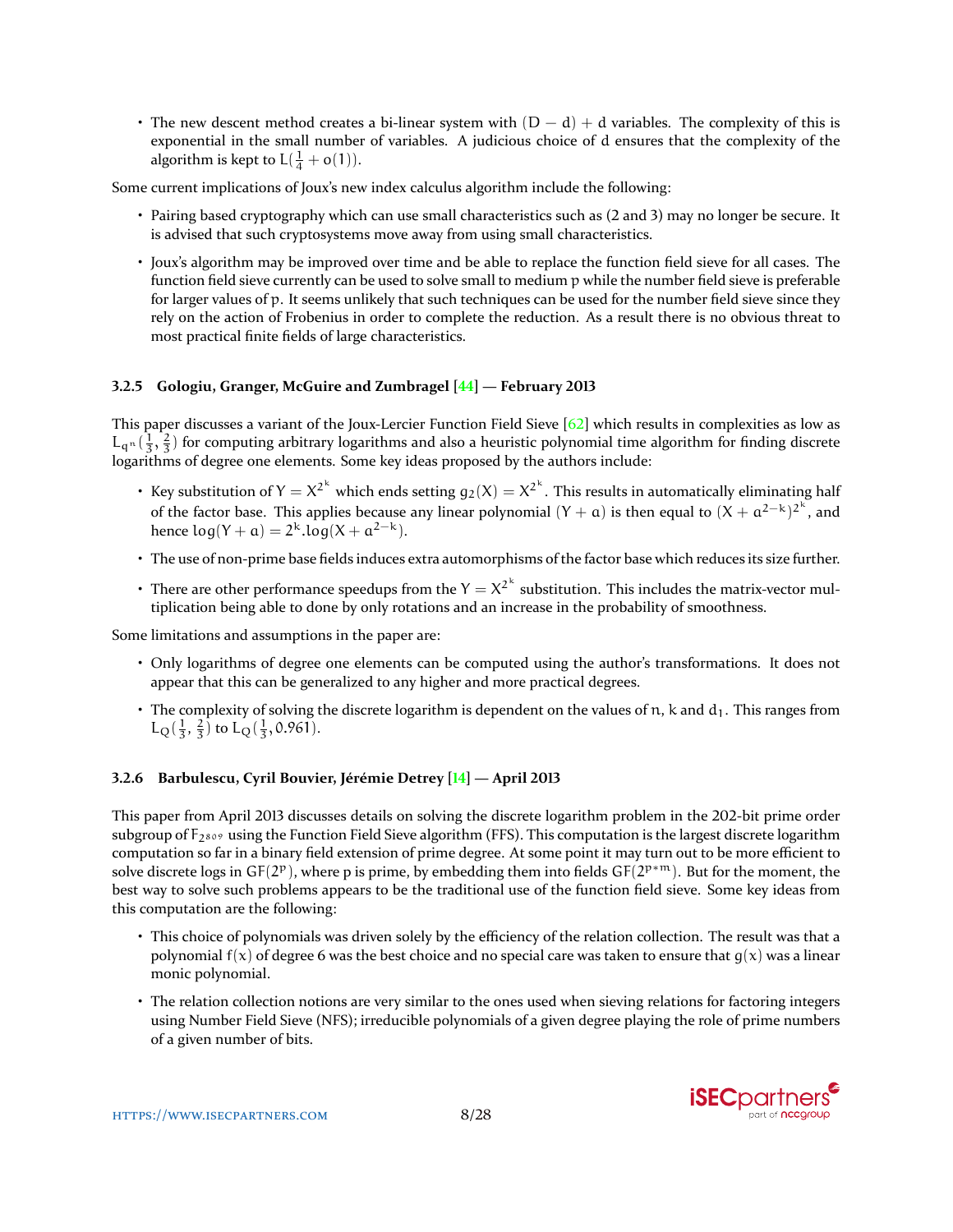- The new descent method creates a bi-linear system with $(D - d) + d$ variables. The complexity of this is exponential in the small number of variables. A judicious choice of d ensures that the complexity of the algorithm is kept to $L(\frac{1}{4} + o(1))$.

Some current implications of Joux's new index calculus algorithm include the following:

- Pairing based cryptography which can use small characteristics such as (2 and 3) may no longer be secure. It is advised that such cryptosystems move away from using small characteristics.
- Joux's algorithm may be improved over time and be able to replace the function field sieve for all cases. The function field sieve currently can be used to solve small to medium p while the number field sieve is preferable for larger values of p. It seems unlikely that such techniques can be used for the number field sieve since they rely on the action of Frobenius in order to complete the reduction. As a result there is no obvious threat to most practical finite fields of large characteristics.

### 3.2.5 Gologiu, Granger, McGuire and Zumbragel [44] — February 2013

This paper discusses a variant of the Joux-Lercier Function Field Sieve [62] which results in complexities as low as $L_{q^n}(\frac{1}{3}, \frac{2}{3})$ for computing arbitrary logarithms and also a heuristic polynomial time algorithm for finding discrete logarithms of degree one elements. Some key ideas proposed by the authors include:

- Key substitution of $Y = X^{2^k}$ which ends setting $g_2(X) = X^{2^k}$. This results in automatically eliminating half of the factor base. This applies because any linear polynomial $(Y + a)$ is then equal to $(X + a^{2-k})^{2^k}$, and hence $\log(Y + a) = 2^k.\log(X + a^{2-k})$.
- The use of non-prime base fields induces extra automorphisms of the factor base which reduces its size further.
- There are other performance speedups from the $Y = X^{2^k}$ substitution. This includes the matrix-vector multiplication being able to done by only rotations and an increase in the probability of smoothness.

Some limitations and assumptions in the paper are:

- Only logarithms of degree one elements can be computed using the author's transformations. It does not appear that this can be generalized to any higher and more practical degrees.
- The complexity of solving the discrete logarithm is dependent on the values of n, k and $d_1$. This ranges from $L_Q(\frac{1}{3}, \frac{2}{3})$ to $L_Q(\frac{1}{3}, 0.961)$.

### 3.2.6 Barbulescu, Cyril Bouvier, Jérémie Detrey [14] — April 2013

This paper from April 2013 discusses details on solving the discrete logarithm problem in the 202-bit prime order subgroup of $F_{2^{809}}$ using the Function Field Sieve algorithm (FFS). This computation is the largest discrete logarithm computation so far in a binary field extension of prime degree. At some point it may turn out to be more efficient to solve discrete logs in $GF(2^p)$, where p is prime, by embedding them into fields $GF(2^{p*m})$. But for the moment, the best way to solve such problems appears to be the traditional use of the function field sieve. Some key ideas from this computation are the following:

- This choice of polynomials was driven solely by the efficiency of the relation collection. The result was that a polynomial $f(x)$ of degree 6 was the best choice and no special care was taken to ensure that $g(x)$ was a linear monic polynomial.
- The relation collection notions are very similar to the ones used when sieving relations for factoring integers using Number Field Sieve (NFS); irreducible polynomials of a given degree playing the role of prime numbers of a given number of bits.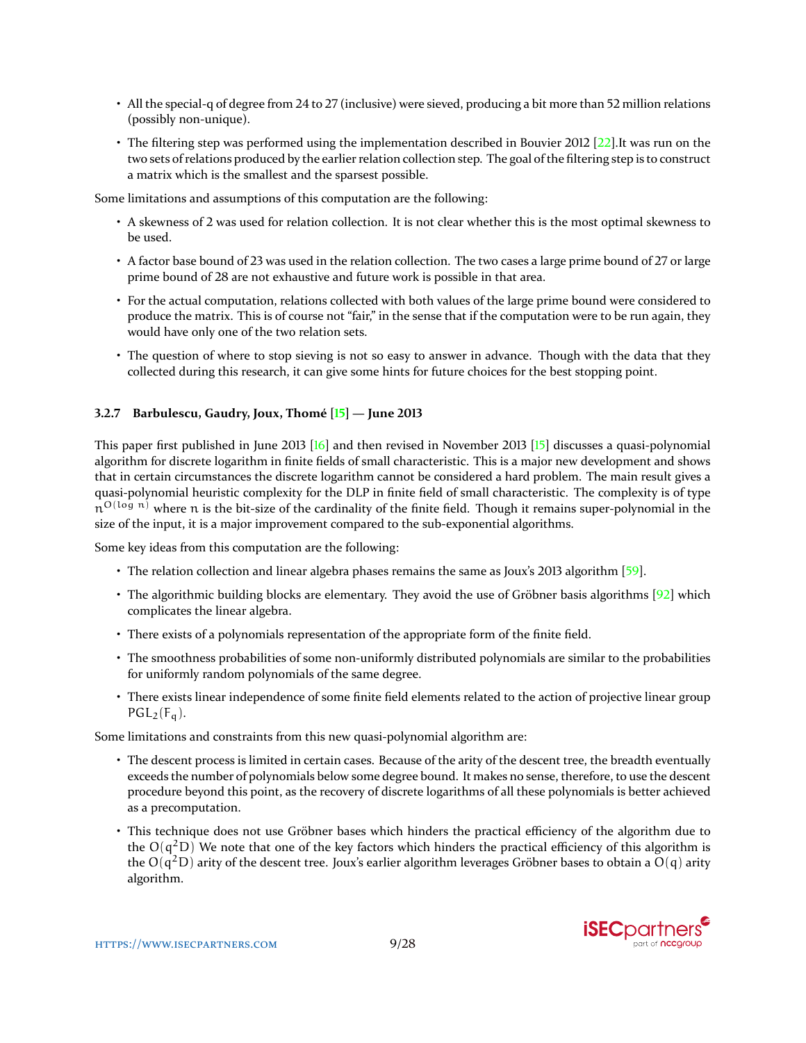- All the special-q of degree from 24 to 27 (inclusive) were sieved, producing a bit more than 52 million relations (possibly non-unique).
- The filtering step was performed using the implementation described in Bouvier 2012 [22].It was run on the two sets of relations produced by the earlier relation collection step. The goal of the filtering step is to construct a matrix which is the smallest and the sparsest possible.

Some limitations and assumptions of this computation are the following:

- A skewness of 2 was used for relation collection. It is not clear whether this is the most optimal skewness to be used.
- A factor base bound of 23 was used in the relation collection. The two cases a large prime bound of 27 or large prime bound of 28 are not exhaustive and future work is possible in that area.
- For the actual computation, relations collected with both values of the large prime bound were considered to produce the matrix. This is of course not "fair," in the sense that if the computation were to be run again, they would have only one of the two relation sets.
- The question of where to stop sieving is not so easy to answer in advance. Though with the data that they collected during this research, it can give some hints for future choices for the best stopping point.

### 3.2.7 Barbulescu, Gaudry, Joux, Thomé [15] — June 2013

This paper first published in June 2013 [16] and then revised in November 2013 [15] discusses a quasi-polynomial algorithm for discrete logarithm in finite fields of small characteristic. This is a major new development and shows that in certain circumstances the discrete logarithm cannot be considered a hard problem. The main result gives a quasi-polynomial heuristic complexity for the DLP in finite field of small characteristic. The complexity is of type $n^{O(\log n)}$ where $n$ is the bit-size of the cardinality of the finite field. Though it remains super-polynomial in the size of the input, it is a major improvement compared to the sub-exponential algorithms.

Some key ideas from this computation are the following:

- The relation collection and linear algebra phases remains the same as Joux's 2013 algorithm [59].
- The algorithmic building blocks are elementary. They avoid the use of Gröbner basis algorithms [92] which complicates the linear algebra.
- There exists of a polynomials representation of the appropriate form of the finite field.
- The smoothness probabilities of some non-uniformly distributed polynomials are similar to the probabilities for uniformly random polynomials of the same degree.
- There exists linear independence of some finite field elements related to the action of projective linear group $PGL_2(F_q)$.

Some limitations and constraints from this new quasi-polynomial algorithm are:

- The descent process is limited in certain cases. Because of the arity of the descent tree, the breadth eventually exceeds the number of polynomials below some degree bound. It makes no sense, therefore, to use the descent procedure beyond this point, as the recovery of discrete logarithms of all these polynomials is better achieved as a precomputation.
- This technique does not use Gröbner bases which hinders the practical efficiency of the algorithm due to the $O(q^2 D)$ We note that one of the key factors which hinders the practical efficiency of this algorithm is the $O(q^2 D)$ arity of the descent tree. Joux's earlier algorithm leverages Gröbner bases to obtain a $O(q)$ arity algorithm.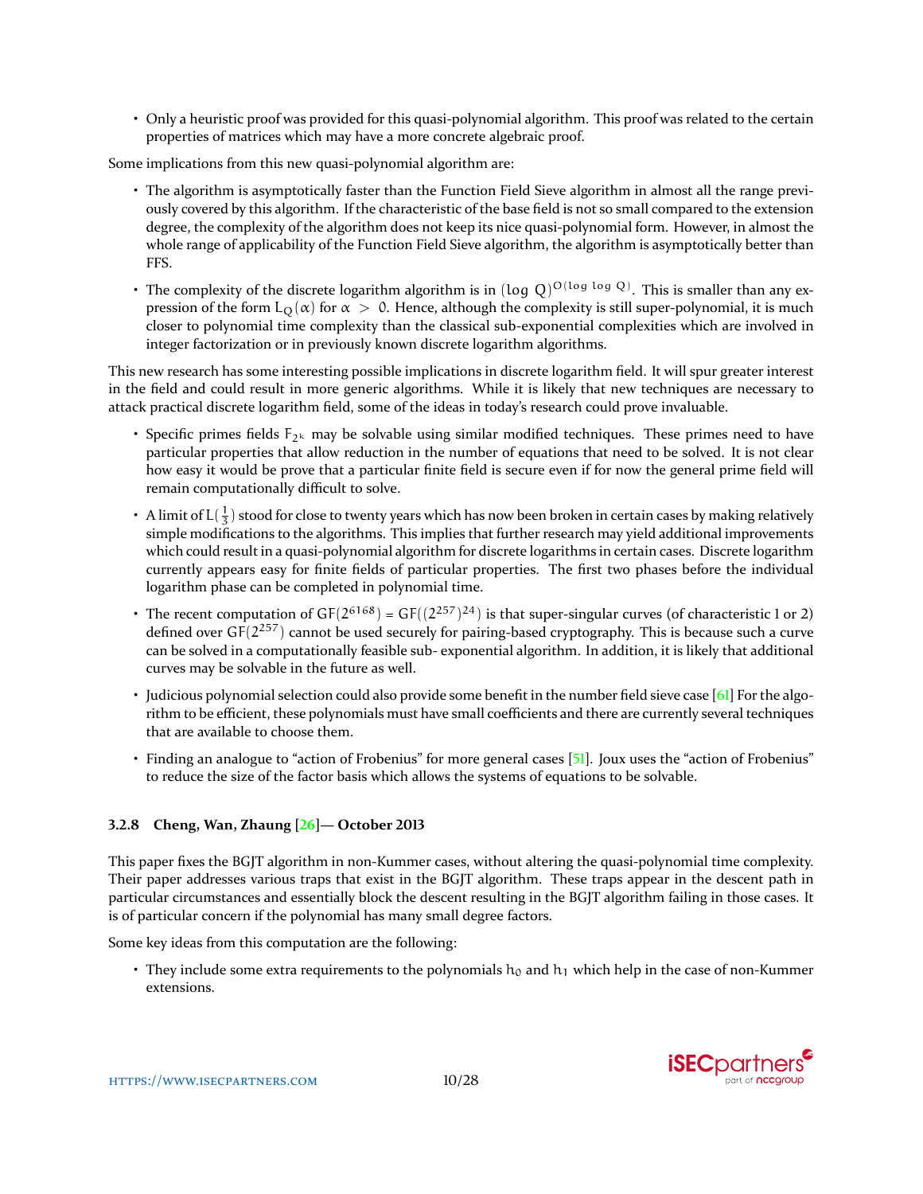- Only a heuristic proof was provided for this quasi-polynomial algorithm. This proof was related to the certain properties of matrices which may have a more concrete algebraic proof.

Some implications from this new quasi-polynomial algorithm are:

- The algorithm is asymptotically faster than the Function Field Sieve algorithm in almost all the range previously covered by this algorithm. If the characteristic of the base field is not so small compared to the extension degree, the complexity of the algorithm does not keep its nice quasi-polynomial form. However, in almost the whole range of applicability of the Function Field Sieve algorithm, the algorithm is asymptotically better than FFS.
- The complexity of the discrete logarithm algorithm is in $(\log\, Q)^{O(\log\, \log\, Q)}$. This is smaller than any expression of the form $L_Q(\alpha)$ for $\alpha > 0$. Hence, although the complexity is still super-polynomial, it is much closer to polynomial time complexity than the classical sub-exponential complexities which are involved in integer factorization or in previously known discrete logarithm algorithms.

This new research has some interesting possible implications in discrete logarithm field. It will spur greater interest in the field and could result in more generic algorithms. While it is likely that new techniques are necessary to attack practical discrete logarithm field, some of the ideas in today's research could prove invaluable.

- Specific primes fields $F_{2^k}$ may be solvable using similar modified techniques. These primes need to have particular properties that allow reduction in the number of equations that need to be solved. It is not clear how easy it would be prove that a particular finite field is secure even if for now the general prime field will remain computationally difficult to solve.
- A limit of $L(\frac{1}{3})$ stood for close to twenty years which has now been broken in certain cases by making relatively simple modifications to the algorithms. This implies that further research may yield additional improvements which could result in a quasi-polynomial algorithm for discrete logarithms in certain cases. Discrete logarithm currently appears easy for finite fields of particular properties. The first two phases before the individual logarithm phase can be completed in polynomial time.
- The recent computation of $GF(2^{6168}) = GF((2^{257})^{24})$ is that super-singular curves (of characteristic 1 or 2) defined over $GF(2^{257})$ cannot be used securely for pairing-based cryptography. This is because such a curve can be solved in a computationally feasible sub- exponential algorithm. In addition, it is likely that additional curves may be solvable in the future as well.
- Judicious polynomial selection could also provide some benefit in the number field sieve case [61] For the algorithm to be efficient, these polynomials must have small coefficients and there are currently several techniques that are available to choose them.
- Finding an analogue to "action of Frobenius" for more general cases [51]. Joux uses the "action of Frobenius" to reduce the size of the factor basis which allows the systems of equations to be solvable.

### 3.2.8 Cheng, Wan, Zhaung [26]— October 2013

This paper fixes the BGJT algorithm in non-Kummer cases, without altering the quasi-polynomial time complexity. Their paper addresses various traps that exist in the BGJT algorithm. These traps appear in the descent path in particular circumstances and essentially block the descent resulting in the BGJT algorithm failing in those cases. It is of particular concern if the polynomial has many small degree factors.

Some key ideas from this computation are the following:

- They include some extra requirements to the polynomials $h_0$ and $h_1$ which help in the case of non-Kummer extensions.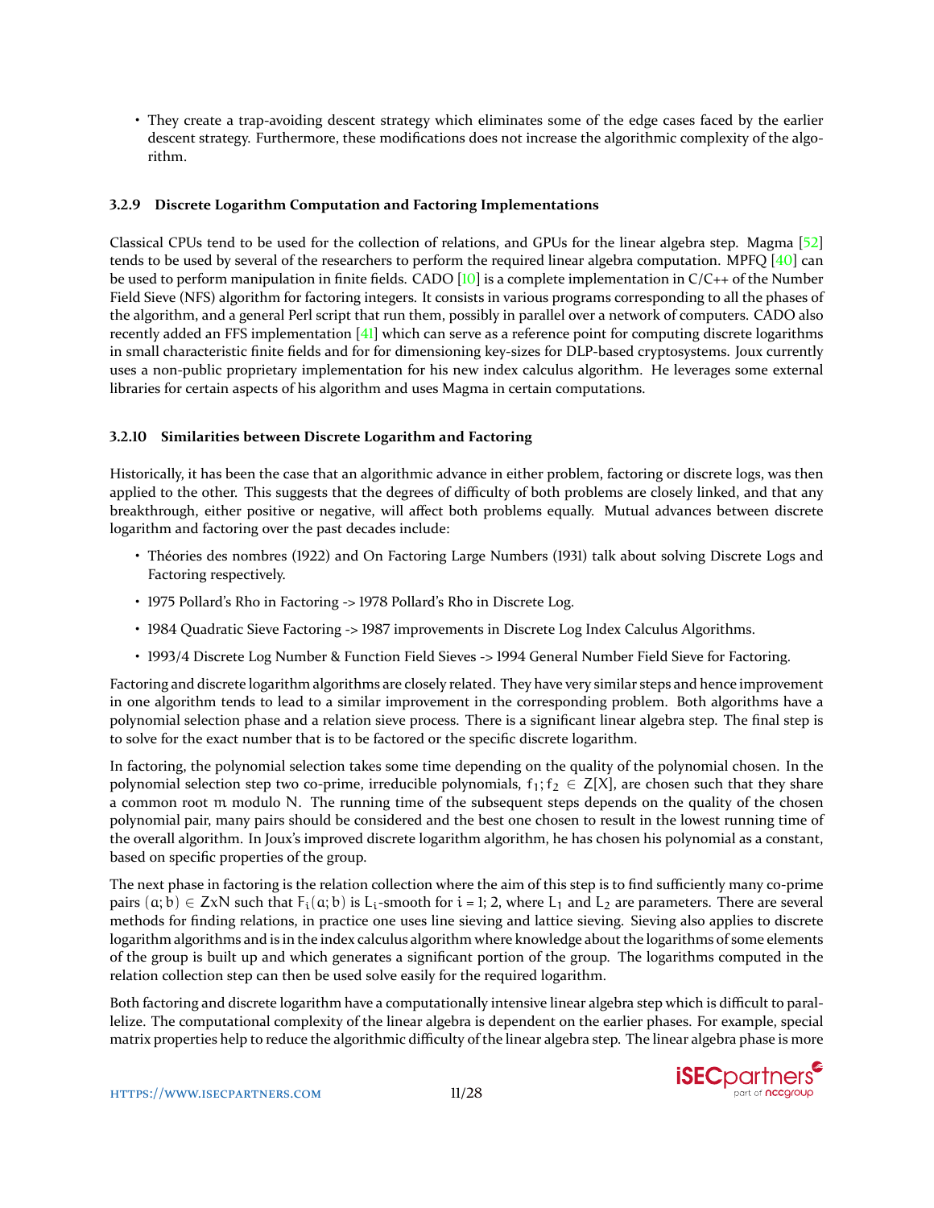- They create a trap-avoiding descent strategy which eliminates some of the edge cases faced by the earlier descent strategy. Furthermore, these modifications does not increase the algorithmic complexity of the algorithm.

#### 3.2.9 Discrete Logarithm Computation and Factoring Implementations

Classical CPUs tend to be used for the collection of relations, and GPUs for the linear algebra step. Magma [52] tends to be used by several of the researchers to perform the required linear algebra computation. MPFQ [40] can be used to perform manipulation in finite fields. CADO [10] is a complete implementation in C/C++ of the Number Field Sieve (NFS) algorithm for factoring integers. It consists in various programs corresponding to all the phases of the algorithm, and a general Perl script that run them, possibly in parallel over a network of computers. CADO also recently added an FFS implementation [41] which can serve as a reference point for computing discrete logarithms in small characteristic finite fields and for for dimensioning key-sizes for DLP-based cryptosystems. Joux currently uses a non-public proprietary implementation for his new index calculus algorithm. He leverages some external libraries for certain aspects of his algorithm and uses Magma in certain computations.

#### 3.2.10 Similarities between Discrete Logarithm and Factoring

Historically, it has been the case that an algorithmic advance in either problem, factoring or discrete logs, was then applied to the other. This suggests that the degrees of difficulty of both problems are closely linked, and that any breakthrough, either positive or negative, will affect both problems equally. Mutual advances between discrete logarithm and factoring over the past decades include:

- Théories des nombres (1922) and On Factoring Large Numbers (1931) talk about solving Discrete Logs and Factoring respectively.
- 1975 Pollard's Rho in Factoring -> 1978 Pollard's Rho in Discrete Log.
- 1984 Quadratic Sieve Factoring -> 1987 improvements in Discrete Log Index Calculus Algorithms.
- 1993/4 Discrete Log Number & Function Field Sieves -> 1994 General Number Field Sieve for Factoring.

Factoring and discrete logarithm algorithms are closely related. They have very similar steps and hence improvement in one algorithm tends to lead to a similar improvement in the corresponding problem. Both algorithms have a polynomial selection phase and a relation sieve process. There is a significant linear algebra step. The final step is to solve for the exact number that is to be factored or the specific discrete logarithm.

In factoring, the polynomial selection takes some time depending on the quality of the polynomial chosen. In the polynomial selection step two co-prime, irreducible polynomials, $f_1; f_2 \in Z[X]$, are chosen such that they share a common root $m$ modulo $N$. The running time of the subsequent steps depends on the quality of the chosen polynomial pair, many pairs should be considered and the best one chosen to result in the lowest running time of the overall algorithm. In Joux's improved discrete logarithm algorithm, he has chosen his polynomial as a constant, based on specific properties of the group.

The next phase in factoring is the relation collection where the aim of this step is to find sufficiently many co-prime pairs $(a; b) \in ZxN$ such that $F_i(a; b)$ is $L_i$-smooth for $i = 1; 2$, where $L_1$ and $L_2$ are parameters. There are several methods for finding relations, in practice one uses line sieving and lattice sieving. Sieving also applies to discrete logarithm algorithms and is in the index calculus algorithm where knowledge about the logarithms of some elements of the group is built up and which generates a significant portion of the group. The logarithms computed in the relation collection step can then be used solve easily for the required logarithm.

Both factoring and discrete logarithm have a computationally intensive linear algebra step which is difficult to parallelize. The computational complexity of the linear algebra is dependent on the earlier phases. For example, special matrix properties help to reduce the algorithmic difficulty of the linear algebra step. The linear algebra phase is more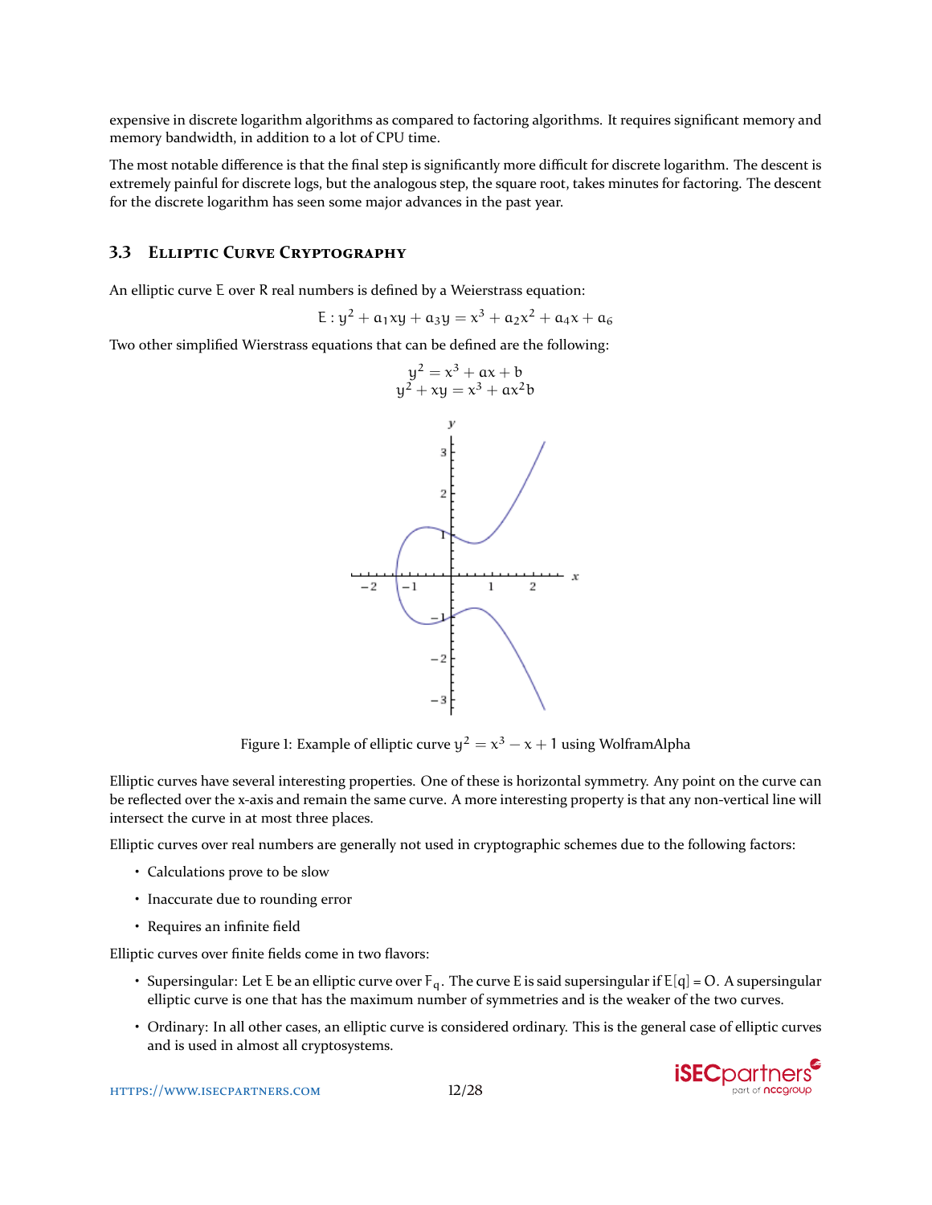expensive in discrete logarithm algorithms as compared to factoring algorithms. It requires significant memory and memory bandwidth, in addition to a lot of CPU time.

The most notable difference is that the final step is significantly more difficult for discrete logarithm. The descent is extremely painful for discrete logs, but the analogous step, the square root, takes minutes for factoring. The descent for the discrete logarithm has seen some major advances in the past year.

### 3.3 Elliptic Curve Cryptography

An elliptic curve E over R real numbers is defined by a Weierstrass equation:

$$E : y^2 + a_1xy + a_3y = x^3 + a_2x^2 + a_4x + a_6$$

Two other simplified Wierstrass equations that can be defined are the following:

$$y^2 = x^3 + ax + b$$
$$y^2 + xy = x^3 + ax^2b$$

Figure 1: Example of elliptic curve $y^2 = x^3 - x + 1$ using WolframAlpha

Elliptic curves have several interesting properties. One of these is horizontal symmetry. Any point on the curve can be reflected over the x-axis and remain the same curve. A more interesting property is that any non-vertical line will intersect the curve in at most three places.

Elliptic curves over real numbers are generally not used in cryptographic schemes due to the following factors:

- Calculations prove to be slow
- Inaccurate due to rounding error
- Requires an infinite field

Elliptic curves over finite fields come in two flavors:

- Supersingular: Let E be an elliptic curve over $F_q$. The curve E is said supersingular if $E[q] = O$. A supersingular elliptic curve is one that has the maximum number of symmetries and is the weaker of the two curves.
- Ordinary: In all other cases, an elliptic curve is considered ordinary. This is the general case of elliptic curves and is used in almost all cryptosystems.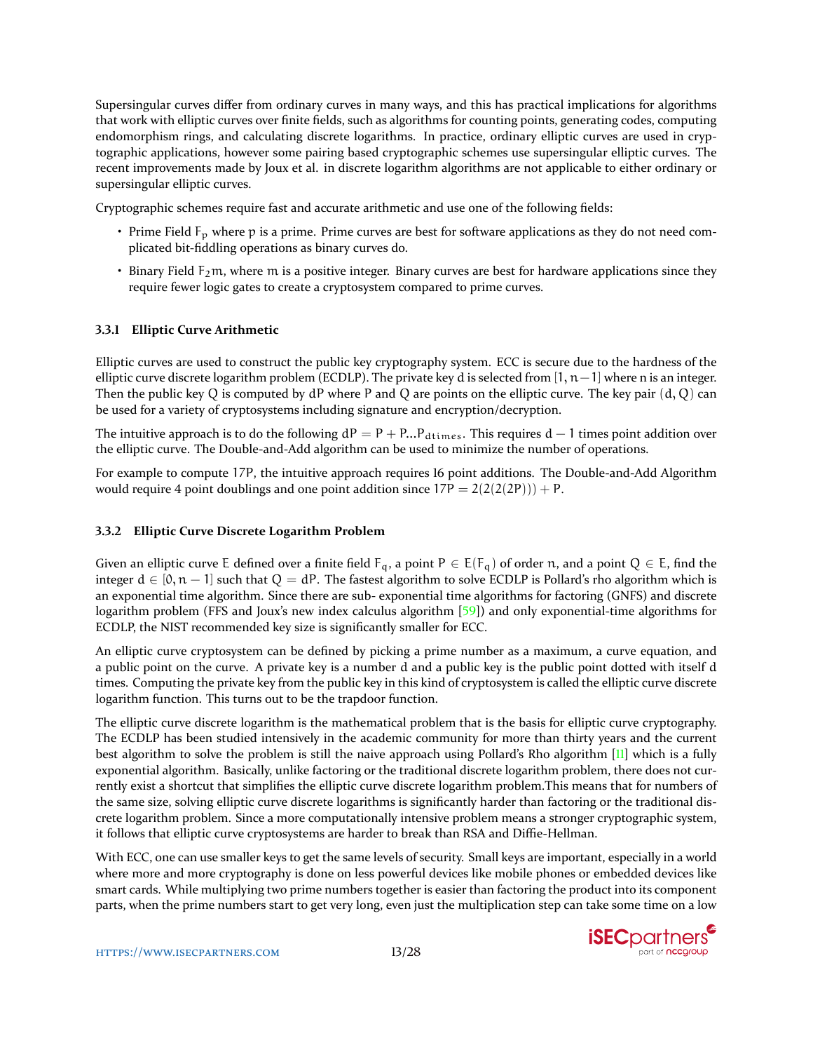Supersingular curves differ from ordinary curves in many ways, and this has practical implications for algorithms that work with elliptic curves over finite fields, such as algorithms for counting points, generating codes, computing endomorphism rings, and calculating discrete logarithms. In practice, ordinary elliptic curves are used in cryptographic applications, however some pairing based cryptographic schemes use supersingular elliptic curves. The recent improvements made by Joux et al. in discrete logarithm algorithms are not applicable to either ordinary or supersingular elliptic curves.

Cryptographic schemes require fast and accurate arithmetic and use one of the following fields:

- Prime Field $F_p$ where p is a prime. Prime curves are best for software applications as they do not need complicated bit-fiddling operations as binary curves do.
- Binary Field $F_2m$, where m is a positive integer. Binary curves are best for hardware applications since they require fewer logic gates to create a cryptosystem compared to prime curves.

### 3.3.1 Elliptic Curve Arithmetic

Elliptic curves are used to construct the public key cryptography system. ECC is secure due to the hardness of the elliptic curve discrete logarithm problem (ECDLP). The private key d is selected from $[1, n-1]$ where n is an integer. Then the public key Q is computed by dP where P and Q are points on the elliptic curve. The key pair $(d, Q)$ can be used for a variety of cryptosystems including signature and encryption/decryption.

The intuitive approach is to do the following $dP = P + P ... P_{dtimes}$. This requires $d - 1$ times point addition over the elliptic curve. The Double-and-Add algorithm can be used to minimize the number of operations.

For example to compute 17P, the intuitive approach requires 16 point additions. The Double-and-Add Algorithm would require 4 point doublings and one point addition since $17P = 2(2(2(2P))) + P$.

### 3.3.2 Elliptic Curve Discrete Logarithm Problem

Given an elliptic curve E defined over a finite field $F_q$, a point $P \in E(F_q)$ of order n, and a point $Q \in E$, find the integer $d \in [0, n-1]$ such that $Q = dP$. The fastest algorithm to solve ECDLP is Pollard's rho algorithm which is an exponential time algorithm. Since there are sub- exponential time algorithms for factoring (GNFS) and discrete logarithm problem (FFS and Joux's new index calculus algorithm [59]) and only exponential-time algorithms for ECDLP, the NIST recommended key size is significantly smaller for ECC.

An elliptic curve cryptosystem can be defined by picking a prime number as a maximum, a curve equation, and a public point on the curve. A private key is a number d and a public key is the public point dotted with itself d times. Computing the private key from the public key in this kind of cryptosystem is called the elliptic curve discrete logarithm function. This turns out to be the trapdoor function.

The elliptic curve discrete logarithm is the mathematical problem that is the basis for elliptic curve cryptography. The ECDLP has been studied intensively in the academic community for more than thirty years and the current best algorithm to solve the problem is still the naive approach using Pollard's Rho algorithm [11] which is a fully exponential algorithm. Basically, unlike factoring or the traditional discrete logarithm problem, there does not currently exist a shortcut that simplifies the elliptic curve discrete logarithm problem.This means that for numbers of the same size, solving elliptic curve discrete logarithms is significantly harder than factoring or the traditional discrete logarithm problem. Since a more computationally intensive problem means a stronger cryptographic system, it follows that elliptic curve cryptosystems are harder to break than RSA and Diffie-Hellman.

With ECC, one can use smaller keys to get the same levels of security. Small keys are important, especially in a world where more and more cryptography is done on less powerful devices like mobile phones or embedded devices like smart cards. While multiplying two prime numbers together is easier than factoring the product into its component parts, when the prime numbers start to get very long, even just the multiplication step can take some time on a low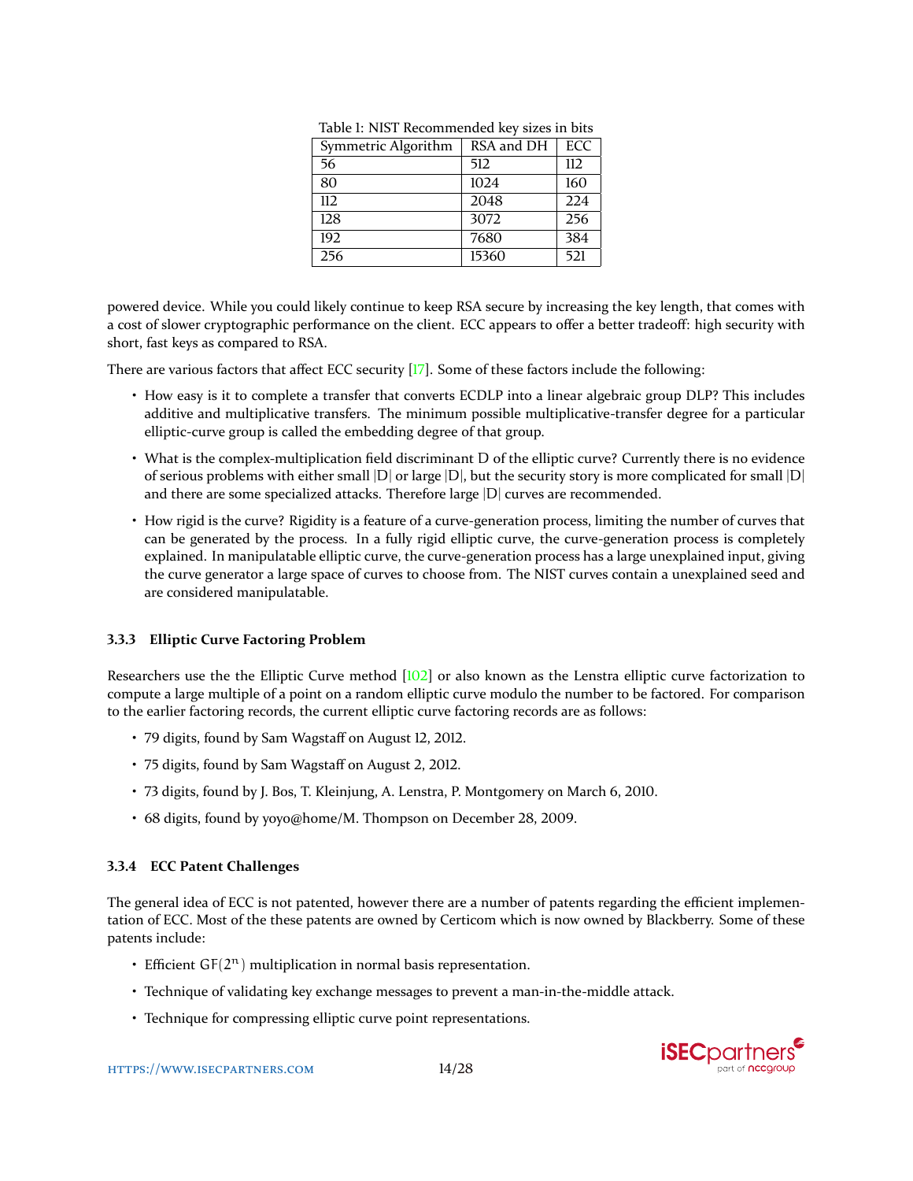Table 1: NIST Recommended key sizes in bits

| Symmetric Algorithm | RSA and DH | ECC |
| --- | --- | --- |
| 56 | 512 | 112 |
| 80 | 1024 | 160 |
| 112 | 2048 | 224 |
| 128 | 3072 | 256 |
| 192 | 7680 | 384 |
| 256 | 15360 | 521 |

powered device. While you could likely continue to keep RSA secure by increasing the key length, that comes with a cost of slower cryptographic performance on the client. ECC appears to offer a better tradeoff: high security with short, fast keys as compared to RSA.

There are various factors that affect ECC security [17]. Some of these factors include the following:

- How easy is it to complete a transfer that converts ECDLP into a linear algebraic group DLP? This includes additive and multiplicative transfers. The minimum possible multiplicative-transfer degree for a particular elliptic-curve group is called the embedding degree of that group.
- What is the complex-multiplication field discriminant $D$ of the elliptic curve? Currently there is no evidence of serious problems with either small $|D|$ or large $|D|$, but the security story is more complicated for small $|D|$ and there are some specialized attacks. Therefore large $|D|$ curves are recommended.
- How rigid is the curve? Rigidity is a feature of a curve-generation process, limiting the number of curves that can be generated by the process. In a fully rigid elliptic curve, the curve-generation process is completely explained. In manipulatable elliptic curve, the curve-generation process has a large unexplained input, giving the curve generator a large space of curves to choose from. The NIST curves contain a unexplained seed and are considered manipulatable.

### 3.3.3 Elliptic Curve Factoring Problem

Researchers use the the Elliptic Curve method [102] or also known as the Lenstra elliptic curve factorization to compute a large multiple of a point on a random elliptic curve modulo the number to be factored. For comparison to the earlier factoring records, the current elliptic curve factoring records are as follows:

- 79 digits, found by Sam Wagstaff on August 12, 2012.
- 75 digits, found by Sam Wagstaff on August 2, 2012.
- 73 digits, found by J. Bos, T. Kleinjung, A. Lenstra, P. Montgomery on March 6, 2010.
- 68 digits, found by yoyo@home/M. Thompson on December 28, 2009.

### 3.3.4 ECC Patent Challenges

The general idea of ECC is not patented, however there are a number of patents regarding the efficient implementation of ECC. Most of the these patents are owned by Certicom which is now owned by Blackberry. Some of these patents include:

- Efficient $GF(2^n)$ multiplication in normal basis representation.
- Technique of validating key exchange messages to prevent a man-in-the-middle attack.
- Technique for compressing elliptic curve point representations.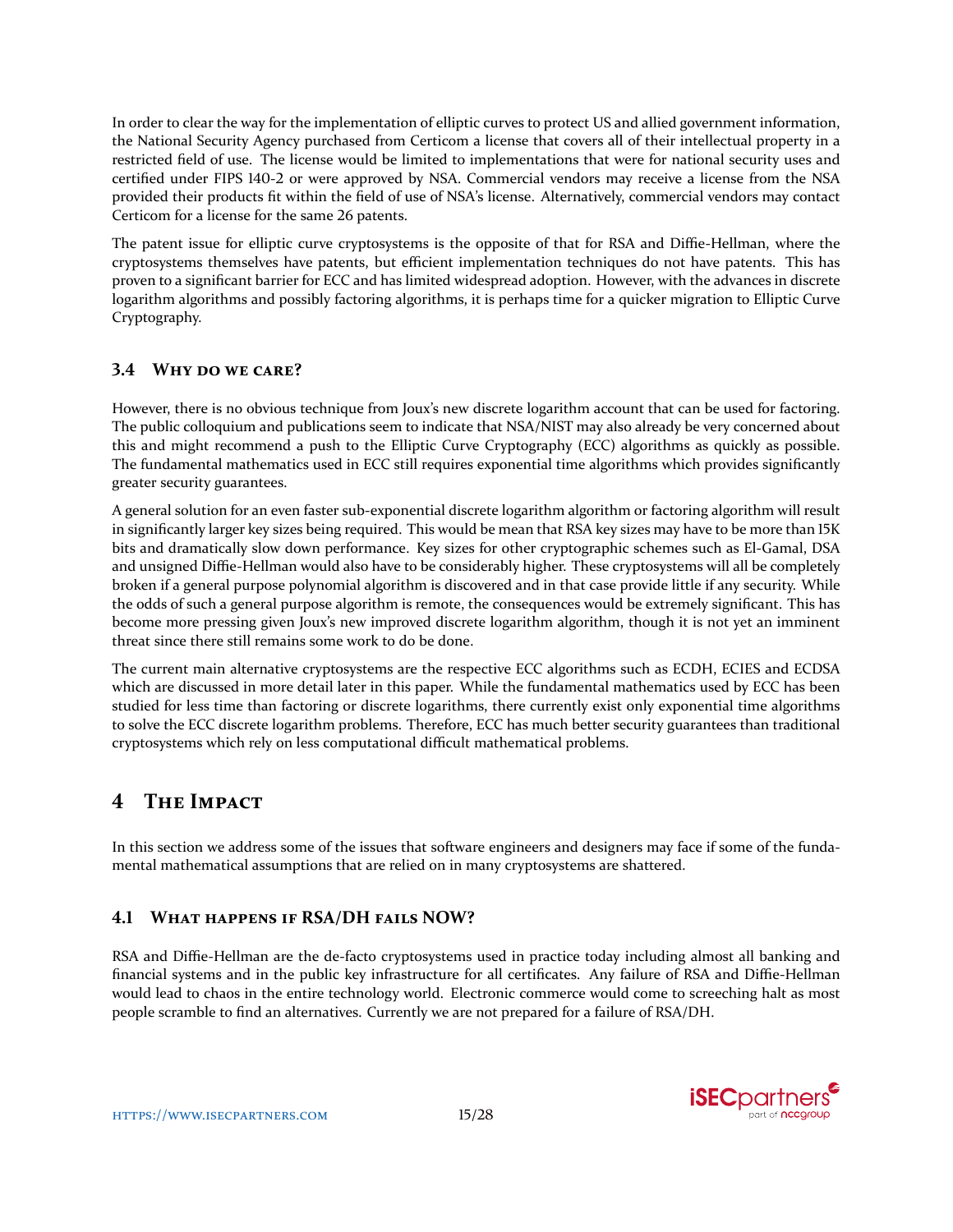In order to clear the way for the implementation of elliptic curves to protect US and allied government information, the National Security Agency purchased from Certicom a license that covers all of their intellectual property in a restricted field of use. The license would be limited to implementations that were for national security uses and certified under FIPS 140-2 or were approved by NSA. Commercial vendors may receive a license from the NSA provided their products fit within the field of use of NSA's license. Alternatively, commercial vendors may contact Certicom for a license for the same 26 patents.

The patent issue for elliptic curve cryptosystems is the opposite of that for RSA and Diffie-Hellman, where the cryptosystems themselves have patents, but efficient implementation techniques do not have patents. This has proven to a significant barrier for ECC and has limited widespread adoption. However, with the advances in discrete logarithm algorithms and possibly factoring algorithms, it is perhaps time for a quicker migration to Elliptic Curve Cryptography.

### 3.4 Why do we care?

However, there is no obvious technique from Joux's new discrete logarithm account that can be used for factoring. The public colloquium and publications seem to indicate that NSA/NIST may also already be very concerned about this and might recommend a push to the Elliptic Curve Cryptography (ECC) algorithms as quickly as possible. The fundamental mathematics used in ECC still requires exponential time algorithms which provides significantly greater security guarantees.

A general solution for an even faster sub-exponential discrete logarithm algorithm or factoring algorithm will result in significantly larger key sizes being required. This would be mean that RSA key sizes may have to be more than 15K bits and dramatically slow down performance. Key sizes for other cryptographic schemes such as El-Gamal, DSA and unsigned Diffie-Hellman would also have to be considerably higher. These cryptosystems will all be completely broken if a general purpose polynomial algorithm is discovered and in that case provide little if any security. While the odds of such a general purpose algorithm is remote, the consequences would be extremely significant. This has become more pressing given Joux's new improved discrete logarithm algorithm, though it is not yet an imminent threat since there still remains some work to do be done.

The current main alternative cryptosystems are the respective ECC algorithms such as ECDH, ECIES and ECDSA which are discussed in more detail later in this paper. While the fundamental mathematics used by ECC has been studied for less time than factoring or discrete logarithms, there currently exist only exponential time algorithms to solve the ECC discrete logarithm problems. Therefore, ECC has much better security guarantees than traditional cryptosystems which rely on less computational difficult mathematical problems.

## 4 The Impact

In this section we address some of the issues that software engineers and designers may face if some of the fundamental mathematical assumptions that are relied on in many cryptosystems are shattered.

### 4.1 What happens if RSA/DH fails NOW?

RSA and Diffie-Hellman are the de-facto cryptosystems used in practice today including almost all banking and financial systems and in the public key infrastructure for all certificates. Any failure of RSA and Diffie-Hellman would lead to chaos in the entire technology world. Electronic commerce would come to screeching halt as most people scramble to find an alternatives. Currently we are not prepared for a failure of RSA/DH.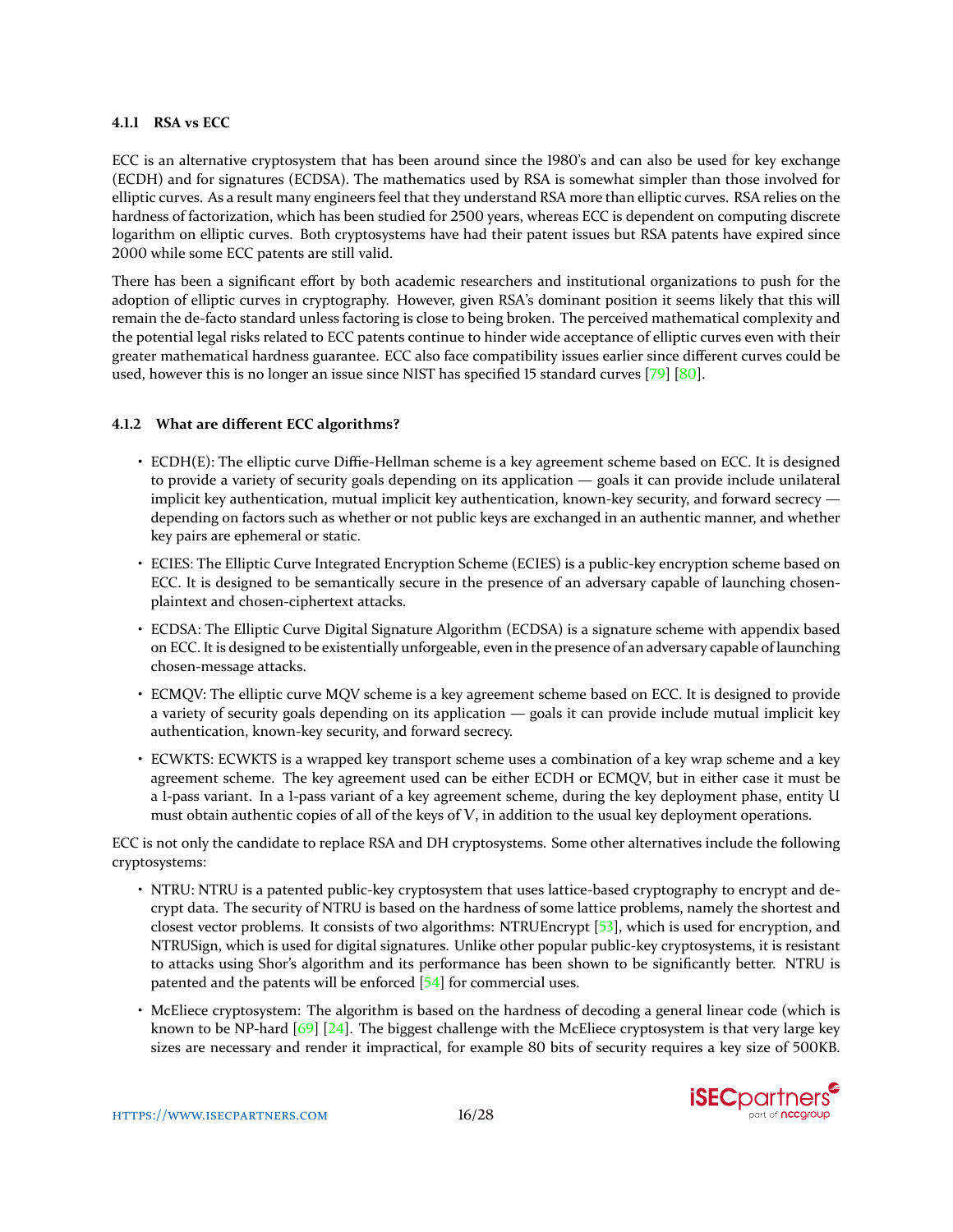#### 4.1.1 RSA vs ECC

ECC is an alternative cryptosystem that has been around since the 1980's and can also be used for key exchange (ECDH) and for signatures (ECDSA). The mathematics used by RSA is somewhat simpler than those involved for elliptic curves. As a result many engineers feel that they understand RSA more than elliptic curves. RSA relies on the hardness of factorization, which has been studied for 2500 years, whereas ECC is dependent on computing discrete logarithm on elliptic curves. Both cryptosystems have had their patent issues but RSA patents have expired since 2000 while some ECC patents are still valid.

There has been a significant effort by both academic researchers and institutional organizations to push for the adoption of elliptic curves in cryptography. However, given RSA's dominant position it seems likely that this will remain the de-facto standard unless factoring is close to being broken. The perceived mathematical complexity and the potential legal risks related to ECC patents continue to hinder wide acceptance of elliptic curves even with their greater mathematical hardness guarantee. ECC also face compatibility issues earlier since different curves could be used, however this is no longer an issue since NIST has specified 15 standard curves [79] [80].

#### 4.1.2 What are different ECC algorithms?

- ECDH(E): The elliptic curve Diffie-Hellman scheme is a key agreement scheme based on ECC. It is designed to provide a variety of security goals depending on its application — goals it can provide include unilateral implicit key authentication, mutual implicit key authentication, known-key security, and forward secrecy — depending on factors such as whether or not public keys are exchanged in an authentic manner, and whether key pairs are ephemeral or static.
- ECIES: The Elliptic Curve Integrated Encryption Scheme (ECIES) is a public-key encryption scheme based on ECC. It is designed to be semantically secure in the presence of an adversary capable of launching chosen-plaintext and chosen-ciphertext attacks.
- ECDSA: The Elliptic Curve Digital Signature Algorithm (ECDSA) is a signature scheme with appendix based on ECC. It is designed to be existentially unforgeable, even in the presence of an adversary capable of launching chosen-message attacks.
- ECMQV: The elliptic curve MQV scheme is a key agreement scheme based on ECC. It is designed to provide a variety of security goals depending on its application — goals it can provide include mutual implicit key authentication, known-key security, and forward secrecy.
- ECWKTS: ECWKTS is a wrapped key transport scheme uses a combination of a key wrap scheme and a key agreement scheme. The key agreement used can be either ECDH or ECMQV, but in either case it must be a 1-pass variant. In a 1-pass variant of a key agreement scheme, during the key deployment phase, entity U must obtain authentic copies of all of the keys of V, in addition to the usual key deployment operations.

ECC is not only the candidate to replace RSA and DH cryptosystems. Some other alternatives include the following cryptosystems:

- NTRU: NTRU is a patented public-key cryptosystem that uses lattice-based cryptography to encrypt and decrypt data. The security of NTRU is based on the hardness of some lattice problems, namely the shortest and closest vector problems. It consists of two algorithms: NTRUEncrypt [53], which is used for encryption, and NTRUSign, which is used for digital signatures. Unlike other popular public-key cryptosystems, it is resistant to attacks using Shor's algorithm and its performance has been shown to be significantly better. NTRU is patented and the patents will be enforced [54] for commercial uses.
- McEliece cryptosystem: The algorithm is based on the hardness of decoding a general linear code (which is known to be NP-hard [69] [24]. The biggest challenge with the McEliece cryptosystem is that very large key sizes are necessary and render it impractical, for example 80 bits of security requires a key size of 500KB.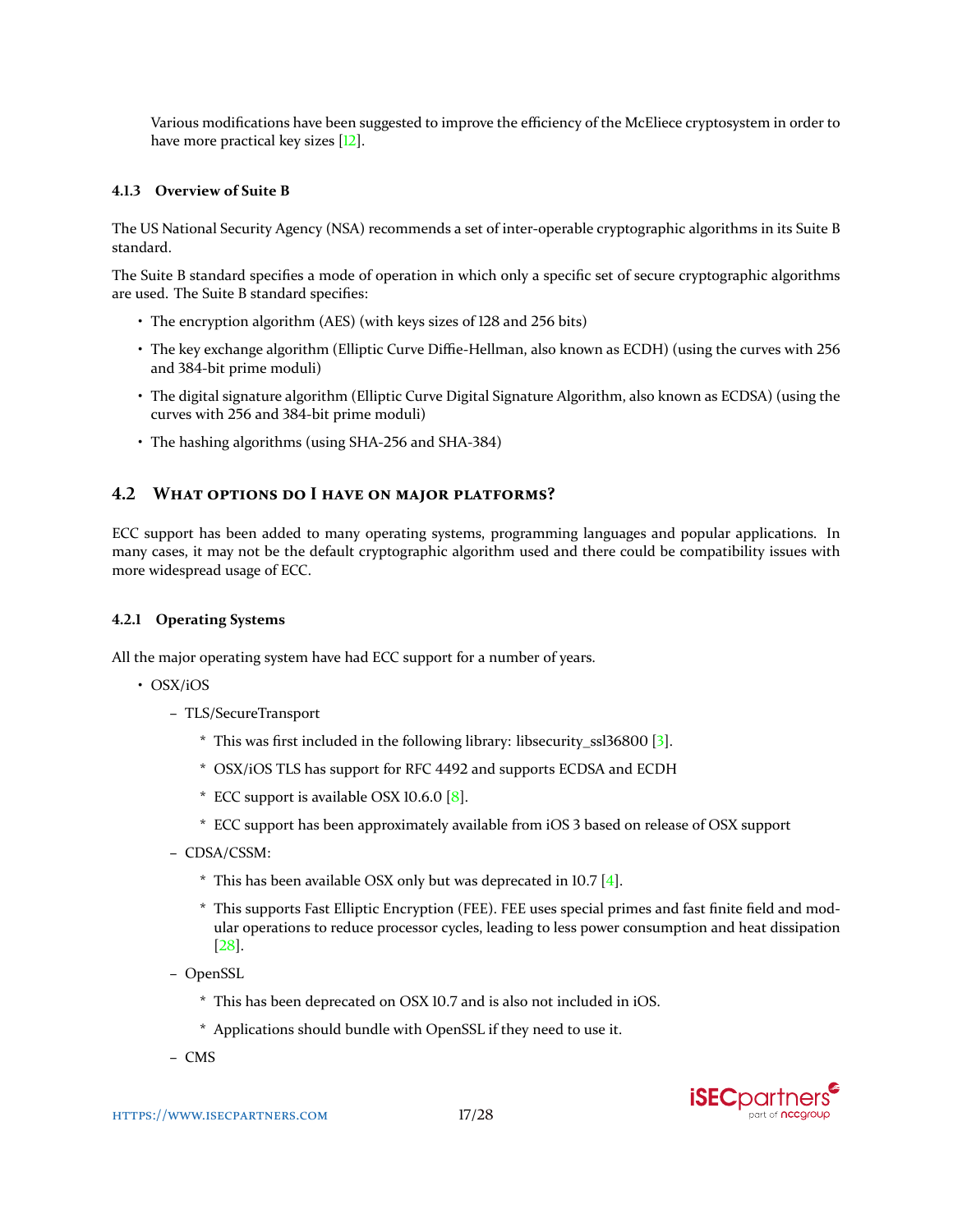Various modifications have been suggested to improve the efficiency of the McEliece cryptosystem in order to have more practical key sizes [12].

#### 4.1.3 Overview of Suite B

The US National Security Agency (NSA) recommends a set of inter-operable cryptographic algorithms in its Suite B standard.

The Suite B standard specifies a mode of operation in which only a specific set of secure cryptographic algorithms are used. The Suite B standard specifies:

- The encryption algorithm (AES) (with keys sizes of 128 and 256 bits)
- The key exchange algorithm (Elliptic Curve Diffie-Hellman, also known as ECDH) (using the curves with 256 and 384-bit prime moduli)
- The digital signature algorithm (Elliptic Curve Digital Signature Algorithm, also known as ECDSA) (using the curves with 256 and 384-bit prime moduli)
- The hashing algorithms (using SHA-256 and SHA-384)

### 4.2 What options do I have on major platforms?

ECC support has been added to many operating systems, programming languages and popular applications. In many cases, it may not be the default cryptographic algorithm used and there could be compatibility issues with more widespread usage of ECC.

#### 4.2.1 Operating Systems

All the major operating system have had ECC support for a number of years.

- OSX/iOS
  - TLS/SecureTransport
    - This was first included in the following library: libsecurity_ssl36800 [3].
    - OSX/iOS TLS has support for RFC 4492 and supports ECDSA and ECDH
    - ECC support is available OSX 10.6.0 [8].
    - ECC support has been approximately available from iOS 3 based on release of OSX support
  - CDSA/CSSM:
    - This has been available OSX only but was deprecated in 10.7 [4].
    - This supports Fast Elliptic Encryption (FEE). FEE uses special primes and fast finite field and modular operations to reduce processor cycles, leading to less power consumption and heat dissipation [28].
  - OpenSSL
    - This has been deprecated on OSX 10.7 and is also not included in iOS.
    - Applications should bundle with OpenSSL if they need to use it.
  - CMS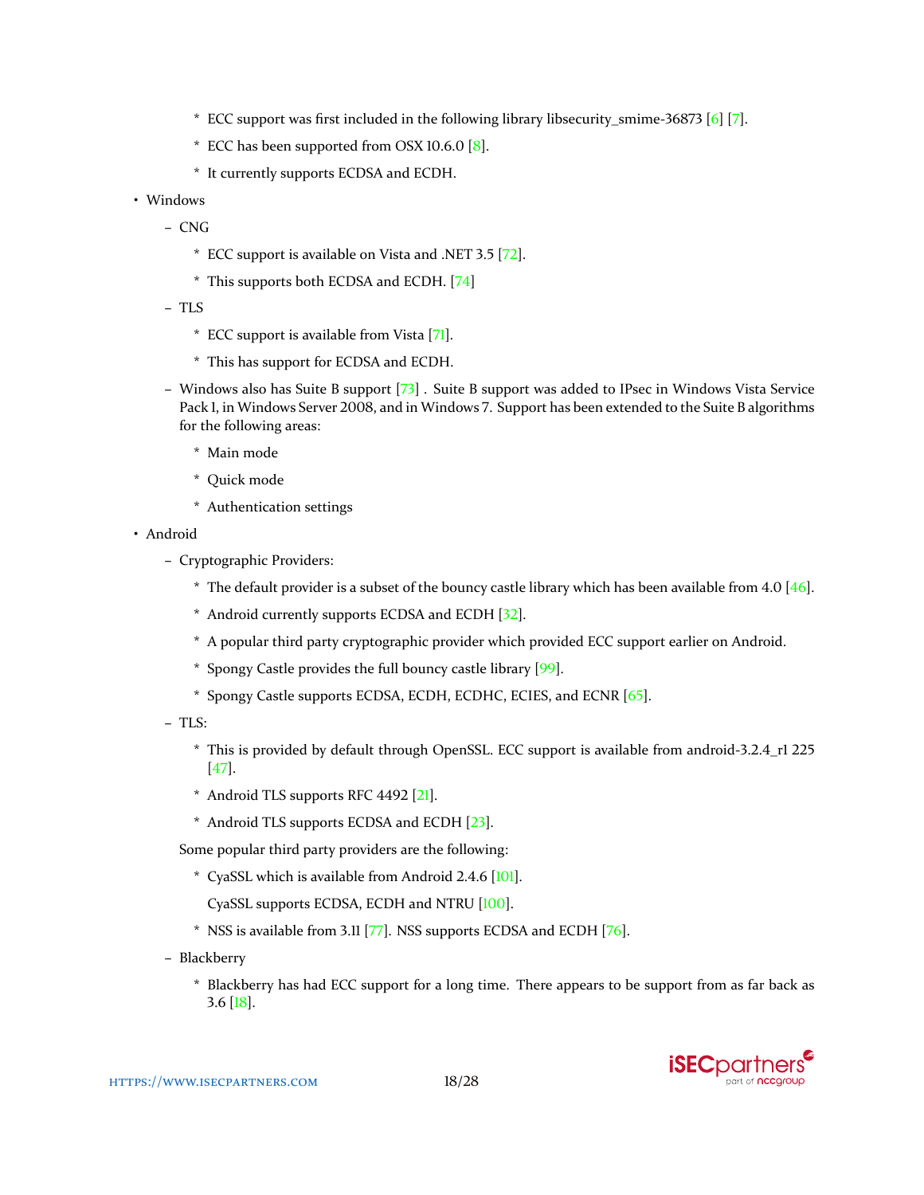* ECC support was first included in the following library libsecurity_smime-36873 [6] [7].
    * ECC has been supported from OSX 10.6.0 [8].
    * It currently supports ECDSA and ECDH.

- Windows
  - CNG
    * ECC support is available on Vista and .NET 3.5 [72].
    * This supports both ECDSA and ECDH. [74]
  - TLS
    * ECC support is available from Vista [71].
    * This has support for ECDSA and ECDH.
  - Windows also has Suite B support [73] . Suite B support was added to IPsec in Windows Vista Service Pack 1, in Windows Server 2008, and in Windows 7. Support has been extended to the Suite B algorithms for the following areas:
    * Main mode
    * Quick mode
    * Authentication settings
- Android
  - Cryptographic Providers:
    * The default provider is a subset of the bouncy castle library which has been available from 4.0 [46].
    * Android currently supports ECDSA and ECDH [32].
    * A popular third party cryptographic provider which provided ECC support earlier on Android.
    * Spongy Castle provides the full bouncy castle library [99].
    * Spongy Castle supports ECDSA, ECDH, ECDHC, ECIES, and ECNR [65].
  - TLS:
    * This is provided by default through OpenSSL. ECC support is available from android-3.2.4_r1 225 [47].
    * Android TLS supports RFC 4492 [21].
    * Android TLS supports ECDSA and ECDH [23].

    Some popular third party providers are the following:

    * CyaSSL which is available from Android 2.4.6 [101].

      CyaSSL supports ECDSA, ECDH and NTRU [100].
    * NSS is available from 3.11 [77]. NSS supports ECDSA and ECDH [76].
  - Blackberry
    * Blackberry has had ECC support for a long time. There appears to be support from as far back as 3.6 [18].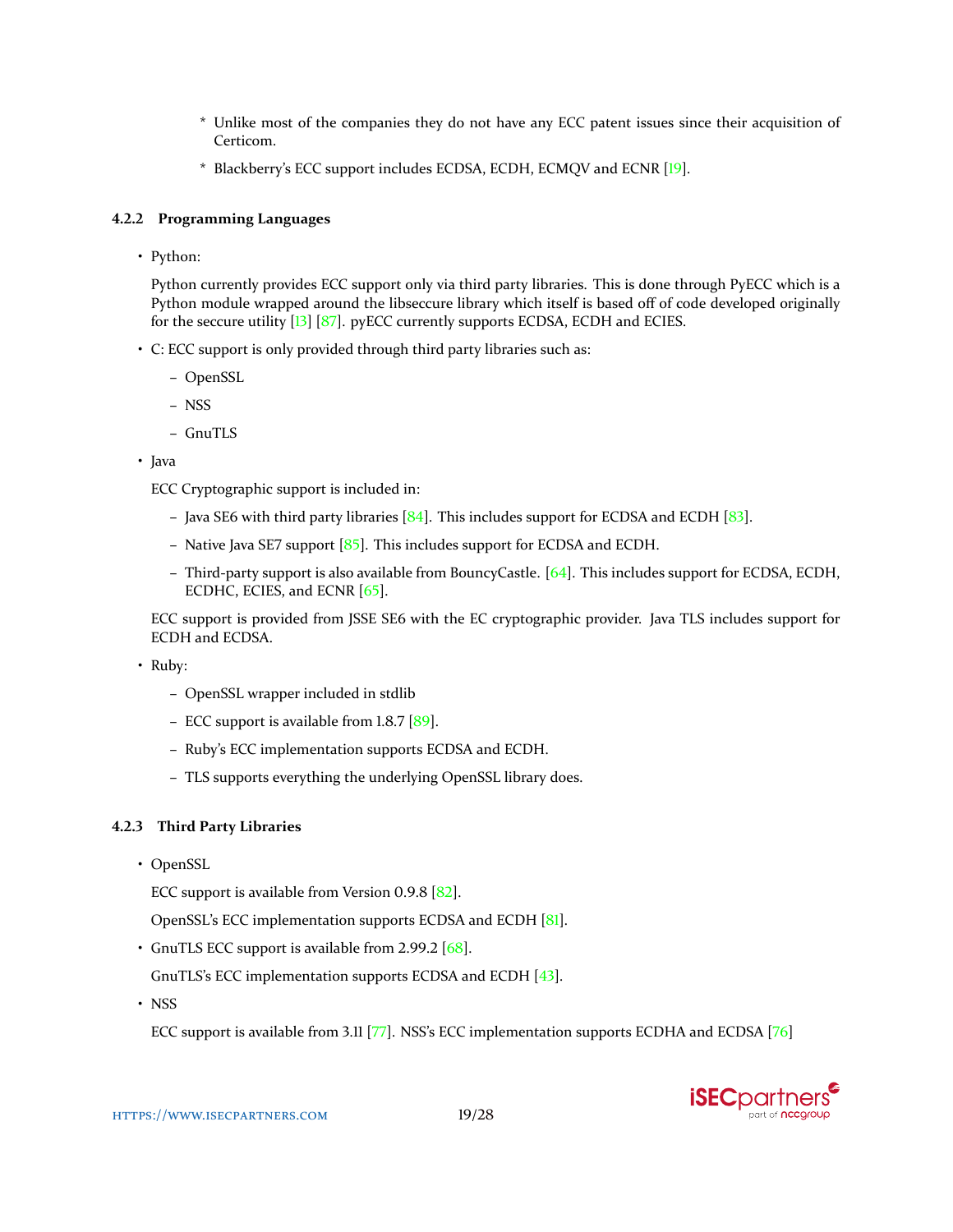* Unlike most of the companies they do not have any ECC patent issues since their acquisition of Certicom.

    * Blackberry's ECC support includes ECDSA, ECDH, ECMQV and ECNR [19].

#### 4.2.2 Programming Languages

- Python:

  Python currently provides ECC support only via third party libraries. This is done through PyECC which is a Python module wrapped around the libseccure library which itself is based off of code developed originally for the seccure utility [13] [87]. pyECC currently supports ECDSA, ECDH and ECIES.

- C: ECC support is only provided through third party libraries such as:

  – OpenSSL

  – NSS

  – GnuTLS

- Java

  ECC Cryptographic support is included in:

  – Java SE6 with third party libraries [84]. This includes support for ECDSA and ECDH [83].

  – Native Java SE7 support [85]. This includes support for ECDSA and ECDH.

  – Third-party support is also available from BouncyCastle. [64]. This includes support for ECDSA, ECDH, ECDHC, ECIES, and ECNR [65].

  ECC support is provided from JSSE SE6 with the EC cryptographic provider. Java TLS includes support for ECDH and ECDSA.

- Ruby:

  – OpenSSL wrapper included in stdlib

  – ECC support is available from 1.8.7 [89].

  – Ruby's ECC implementation supports ECDSA and ECDH.

  – TLS supports everything the underlying OpenSSL library does.

#### 4.2.3 Third Party Libraries

- OpenSSL

  ECC support is available from Version 0.9.8 [82].

  OpenSSL's ECC implementation supports ECDSA and ECDH [81].

- GnuTLS ECC support is available from 2.99.2 [68].

  GnuTLS's ECC implementation supports ECDSA and ECDH [43].

- NSS

  ECC support is available from 3.11 [77]. NSS's ECC implementation supports ECDHA and ECDSA [76]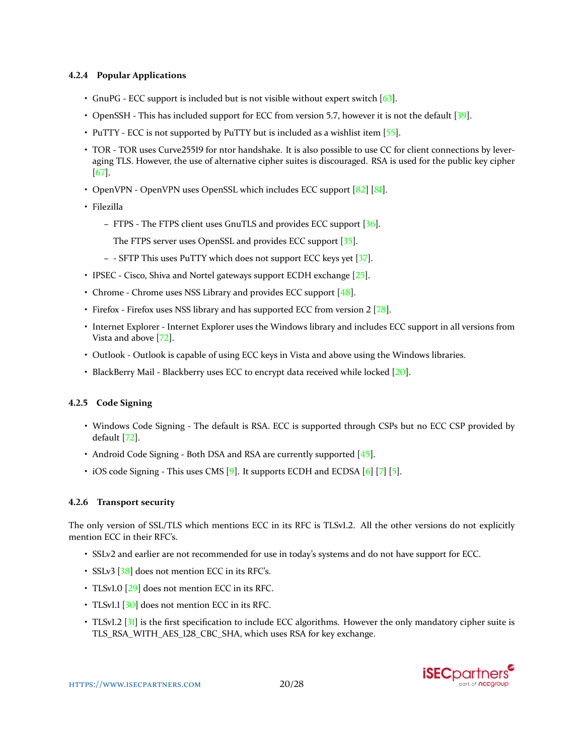#### 4.2.4 Popular Applications

- GnuPG - ECC support is included but is not visible without expert switch [63].
- OpenSSH - This has included support for ECC from version 5.7, however it is not the default [39].
- PuTTY - ECC is not supported by PuTTY but is included as a wishlist item [55].
- TOR - TOR uses Curve25519 for ntor handshake. It is also possible to use CC for client connections by leveraging TLS. However, the use of alternative cipher suites is discouraged. RSA is used for the public key cipher [67].
- OpenVPN - OpenVPN uses OpenSSL which includes ECC support [82] [81].
- Filezilla
  - FTPS - The FTPS client uses GnuTLS and provides ECC support [36].

    The FTPS server uses OpenSSL and provides ECC support [35].
  - - SFTP This uses PuTTY which does not support ECC keys yet [37].
- IPSEC - Cisco, Shiva and Nortel gateways support ECDH exchange [25].
- Chrome - Chrome uses NSS Library and provides ECC support [48].
- Firefox - Firefox uses NSS library and has supported ECC from version 2 [78].
- Internet Explorer - Internet Explorer uses the Windows library and includes ECC support in all versions from Vista and above [72].
- Outlook - Outlook is capable of using ECC keys in Vista and above using the Windows libraries.
- BlackBerry Mail - Blackberry uses ECC to encrypt data received while locked [20].

#### 4.2.5 Code Signing

- Windows Code Signing - The default is RSA. ECC is supported through CSPs but no ECC CSP provided by default [72].
- Android Code Signing - Both DSA and RSA are currently supported [45].
- iOS code Signing - This uses CMS [9]. It supports ECDH and ECDSA [6] [7] [5].

#### 4.2.6 Transport security

The only version of SSL/TLS which mentions ECC in its RFC is TLSv1.2. All the other versions do not explicitly mention ECC in their RFC's.

- SSLv2 and earlier are not recommended for use in today's systems and do not have support for ECC.
- SSLv3 [38] does not mention ECC in its RFC's.
- TLSv1.0 [29] does not mention ECC in its RFC.
- TLSv1.1 [30] does not mention ECC in its RFC.
- TLSv1.2 [31] is the first specification to include ECC algorithms. However the only mandatory cipher suite is TLS_RSA_WITH_AES_128_CBC_SHA, which uses RSA for key exchange.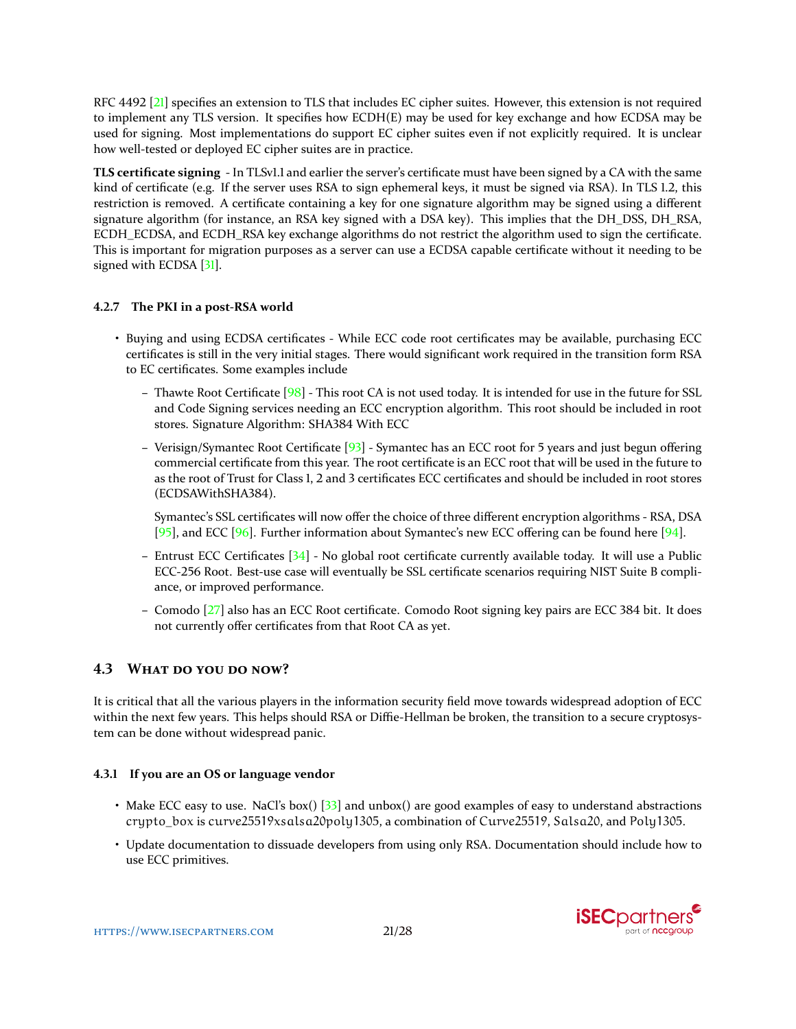RFC 4492 [21] specifies an extension to TLS that includes EC cipher suites. However, this extension is not required to implement any TLS version. It specifies how ECDH(E) may be used for key exchange and how ECDSA may be used for signing. Most implementations do support EC cipher suites even if not explicitly required. It is unclear how well-tested or deployed EC cipher suites are in practice.

**TLS certificate signing** - In TLSv1.1 and earlier the server's certificate must have been signed by a CA with the same kind of certificate (e.g. If the server uses RSA to sign ephemeral keys, it must be signed via RSA). In TLS 1.2, this restriction is removed. A certificate containing a key for one signature algorithm may be signed using a different signature algorithm (for instance, an RSA key signed with a DSA key). This implies that the DH_DSS, DH_RSA, ECDH_ECDSA, and ECDH_RSA key exchange algorithms do not restrict the algorithm used to sign the certificate. This is important for migration purposes as a server can use a ECDSA capable certificate without it needing to be signed with ECDSA [31].

#### 4.2.7 The PKI in a post-RSA world

- Buying and using ECDSA certificates - While ECC code root certificates may be available, purchasing ECC certificates is still in the very initial stages. There would significant work required in the transition form RSA to EC certificates. Some examples include
  - Thawte Root Certificate [98] - This root CA is not used today. It is intended for use in the future for SSL and Code Signing services needing an ECC encryption algorithm. This root should be included in root stores. Signature Algorithm: SHA384 With ECC
  - Verisign/Symantec Root Certificate [93] - Symantec has an ECC root for 5 years and just begun offering commercial certificate from this year. The root certificate is an ECC root that will be used in the future to as the root of Trust for Class 1, 2 and 3 certificates ECC certificates and should be included in root stores (ECDSAWithSHA384).

    Symantec's SSL certificates will now offer the choice of three different encryption algorithms - RSA, DSA [95], and ECC [96]. Further information about Symantec's new ECC offering can be found here [94].
  - Entrust ECC Certificates [34] - No global root certificate currently available today. It will use a Public ECC-256 Root. Best-use case will eventually be SSL certificate scenarios requiring NIST Suite B compliance, or improved performance.
  - Comodo [27] also has an ECC Root certificate. Comodo Root signing key pairs are ECC 384 bit. It does not currently offer certificates from that Root CA as yet.

## 4.3 What do you do now?

It is critical that all the various players in the information security field move towards widespread adoption of ECC within the next few years. This helps should RSA or Diffie-Hellman be broken, the transition to a secure cryptosystem can be done without widespread panic.

#### 4.3.1 If you are an OS or language vendor

- Make ECC easy to use. NaCl's box() [33] and unbox() are good examples of easy to understand abstractions crypto_box is curve25519xsalsa20poly1305, a combination of Curve25519, Salsa20, and Poly1305.
- Update documentation to dissuade developers from using only RSA. Documentation should include how to use ECC primitives.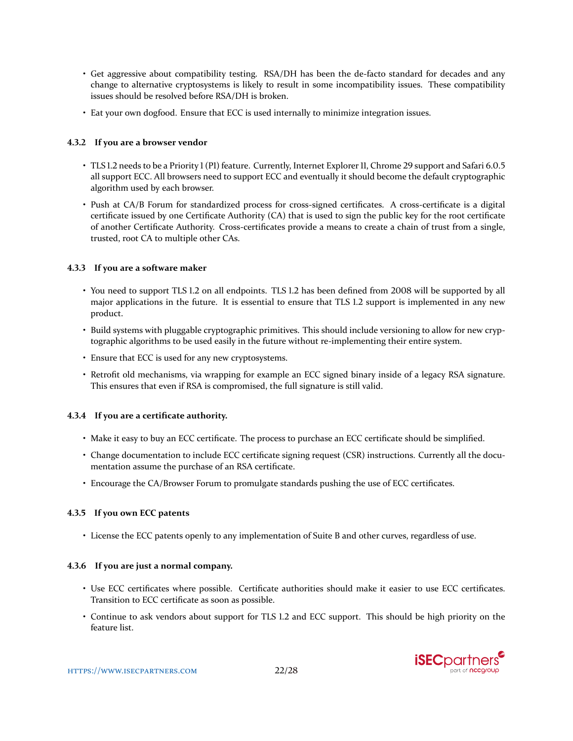- Get aggressive about compatibility testing. RSA/DH has been the de-facto standard for decades and any change to alternative cryptosystems is likely to result in some incompatibility issues. These compatibility issues should be resolved before RSA/DH is broken.
- Eat your own dogfood. Ensure that ECC is used internally to minimize integration issues.

#### 4.3.2 If you are a browser vendor

- TLS 1.2 needs to be a Priority 1 (P1) feature. Currently, Internet Explorer 11, Chrome 29 support and Safari 6.0.5 all support ECC. All browsers need to support ECC and eventually it should become the default cryptographic algorithm used by each browser.
- Push at CA/B Forum for standardized process for cross-signed certificates. A cross-certificate is a digital certificate issued by one Certificate Authority (CA) that is used to sign the public key for the root certificate of another Certificate Authority. Cross-certificates provide a means to create a chain of trust from a single, trusted, root CA to multiple other CAs.

#### 4.3.3 If you are a software maker

- You need to support TLS 1.2 on all endpoints. TLS 1.2 has been defined from 2008 will be supported by all major applications in the future. It is essential to ensure that TLS 1.2 support is implemented in any new product.
- Build systems with pluggable cryptographic primitives. This should include versioning to allow for new cryptographic algorithms to be used easily in the future without re-implementing their entire system.
- Ensure that ECC is used for any new cryptosystems.
- Retrofit old mechanisms, via wrapping for example an ECC signed binary inside of a legacy RSA signature. This ensures that even if RSA is compromised, the full signature is still valid.

#### 4.3.4 If you are a certificate authority.

- Make it easy to buy an ECC certificate. The process to purchase an ECC certificate should be simplified.
- Change documentation to include ECC certificate signing request (CSR) instructions. Currently all the documentation assume the purchase of an RSA certificate.
- Encourage the CA/Browser Forum to promulgate standards pushing the use of ECC certificates.

#### 4.3.5 If you own ECC patents

- License the ECC patents openly to any implementation of Suite B and other curves, regardless of use.

#### 4.3.6 If you are just a normal company.

- Use ECC certificates where possible. Certificate authorities should make it easier to use ECC certificates. Transition to ECC certificate as soon as possible.
- Continue to ask vendors about support for TLS 1.2 and ECC support. This should be high priority on the feature list.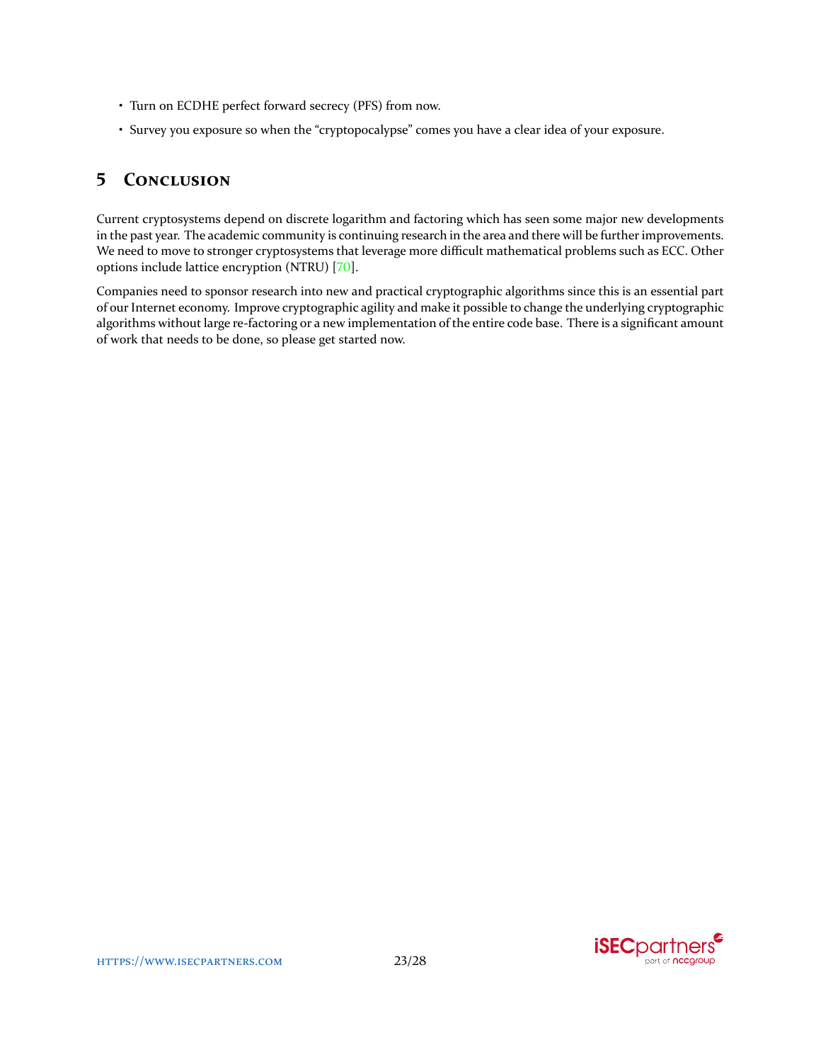- Turn on ECDHE perfect forward secrecy (PFS) from now.
- Survey you exposure so when the "cryptopocalypse" comes you have a clear idea of your exposure.

## 5 Conclusion

Current cryptosystems depend on discrete logarithm and factoring which has seen some major new developments in the past year. The academic community is continuing research in the area and there will be further improvements. We need to move to stronger cryptosystems that leverage more difficult mathematical problems such as ECC. Other options include lattice encryption (NTRU) [70].

Companies need to sponsor research into new and practical cryptographic algorithms since this is an essential part of our Internet economy. Improve cryptographic agility and make it possible to change the underlying cryptographic algorithms without large re-factoring or a new implementation of the entire code base. There is a significant amount of work that needs to be done, so please get started now.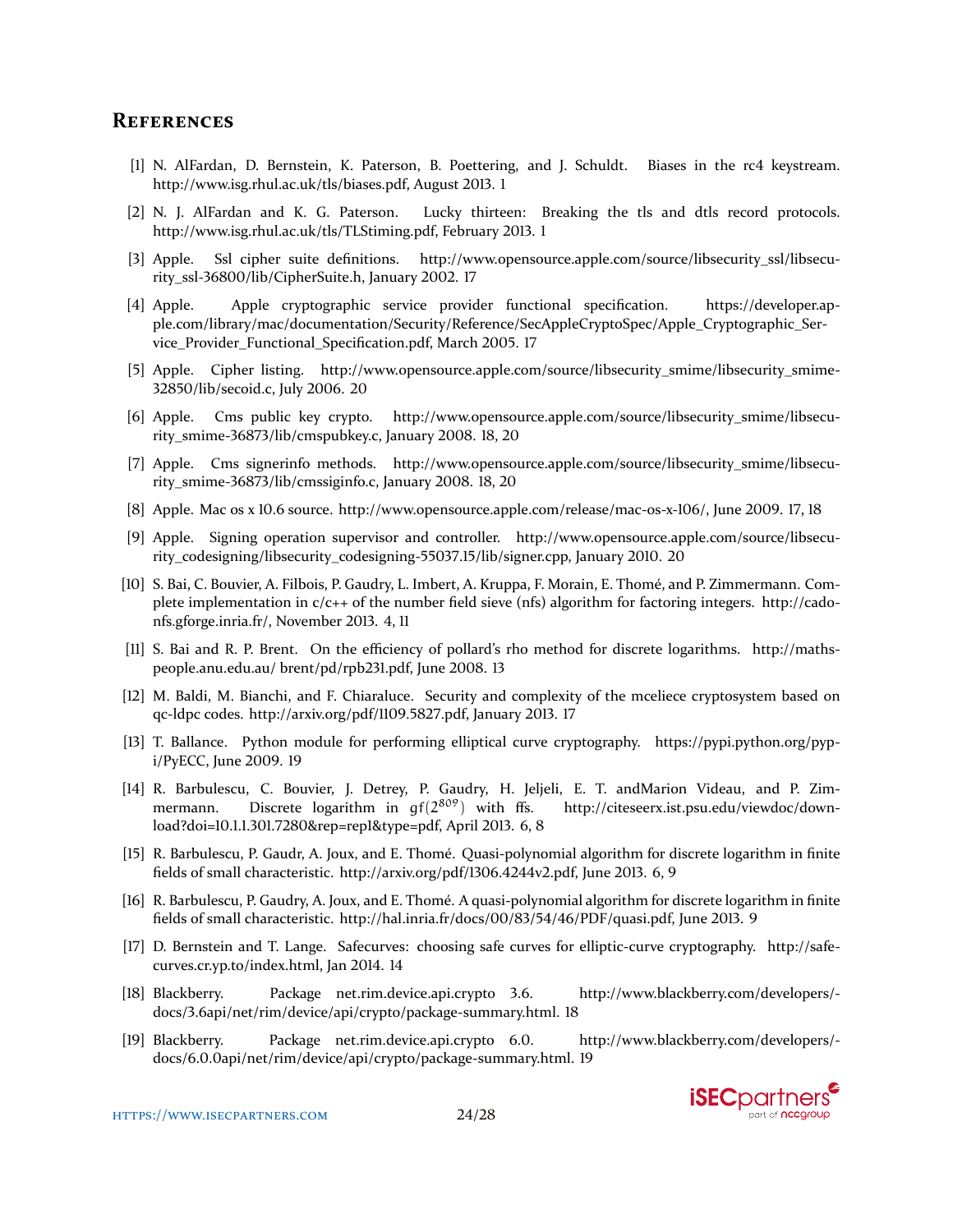## References

[1] N. AlFardan, D. Bernstein, K. Paterson, B. Poettering, and J. Schuldt. Biases in the rc4 keystream. http://www.isg.rhul.ac.uk/tls/biases.pdf, August 2013. 1

[2] N. J. AlFardan and K. G. Paterson. Lucky thirteen: Breaking the tls and dtls record protocols. http://www.isg.rhul.ac.uk/tls/TLStiming.pdf, February 2013. 1

[3] Apple. Ssl cipher suite definitions. http://www.opensource.apple.com/source/libsecurity_ssl/libsecurity_ssl-36800/lib/CipherSuite.h, January 2002. 17

[4] Apple. Apple cryptographic service provider functional specification. https://developer.apple.com/library/mac/documentation/Security/Reference/SecAppleCryptoSpec/Apple_Cryptographic_Service_Provider_Functional_Specification.pdf, March 2005. 17

[5] Apple. Cipher listing. http://www.opensource.apple.com/source/libsecurity_smime/libsecurity_smime-32850/lib/secoid.c, July 2006. 20

[6] Apple. Cms public key crypto. http://www.opensource.apple.com/source/libsecurity_smime/libsecurity_smime-36873/lib/cmspubkey.c, January 2008. 18, 20

[7] Apple. Cms signerinfo methods. http://www.opensource.apple.com/source/libsecurity_smime/libsecurity_smime-36873/lib/cmssiginfo.c, January 2008. 18, 20

[8] Apple. Mac os x 10.6 source. http://www.opensource.apple.com/release/mac-os-x-106/, June 2009. 17, 18

[9] Apple. Signing operation supervisor and controller. http://www.opensource.apple.com/source/libsecurity_codesigning/libsecurity_codesigning-55037.15/lib/signer.cpp, January 2010. 20

[10] S. Bai, C. Bouvier, A. Filbois, P. Gaudry, L. Imbert, A. Kruppa, F. Morain, E. Thomé, and P. Zimmermann. Complete implementation in c/c++ of the number field sieve (nfs) algorithm for factoring integers. http://cado-nfs.gforge.inria.fr/, November 2013. 4, 11

[11] S. Bai and R. P. Brent. On the efficiency of pollard's rho method for discrete logarithms. http://maths-people.anu.edu.au/ brent/pd/rpb231.pdf, June 2008. 13

[12] M. Baldi, M. Bianchi, and F. Chiaraluce. Security and complexity of the mceliece cryptosystem based on qc-ldpc codes. http://arxiv.org/pdf/1109.5827.pdf, January 2013. 17

[13] T. Ballance. Python module for performing elliptical curve cryptography. https://pypi.python.org/pypi/PyECC, June 2009. 19

[14] R. Barbulescu, C. Bouvier, J. Detrey, P. Gaudry, H. Jeljeli, E. T. andMarion Videau, and P. Zimmermann. Discrete logarithm in $gf(2^{809})$ with ffs. http://citeseerx.ist.psu.edu/viewdoc/download?doi=10.1.1.301.7280&rep=rep1&type=pdf, April 2013. 6, 8

[15] R. Barbulescu, P. Gaudr, A. Joux, and E. Thomé. Quasi-polynomial algorithm for discrete logarithm in finite fields of small characteristic. http://arxiv.org/pdf/1306.4244v2.pdf, June 2013. 6, 9

[16] R. Barbulescu, P. Gaudry, A. Joux, and E. Thomé. A quasi-polynomial algorithm for discrete logarithm in finite fields of small characteristic. http://hal.inria.fr/docs/00/83/54/46/PDF/quasi.pdf, June 2013. 9

[17] D. Bernstein and T. Lange. Safecurves: choosing safe curves for elliptic-curve cryptography. http://safecurves.cr.yp.to/index.html, Jan 2014. 14

[18] Blackberry. Package net.rim.device.api.crypto 3.6. http://www.blackberry.com/developers/docs/3.6api/net/rim/device/api/crypto/package-summary.html. 18

[19] Blackberry. Package net.rim.device.api.crypto 6.0. http://www.blackberry.com/developers/docs/6.0.0api/net/rim/device/api/crypto/package-summary.html. 19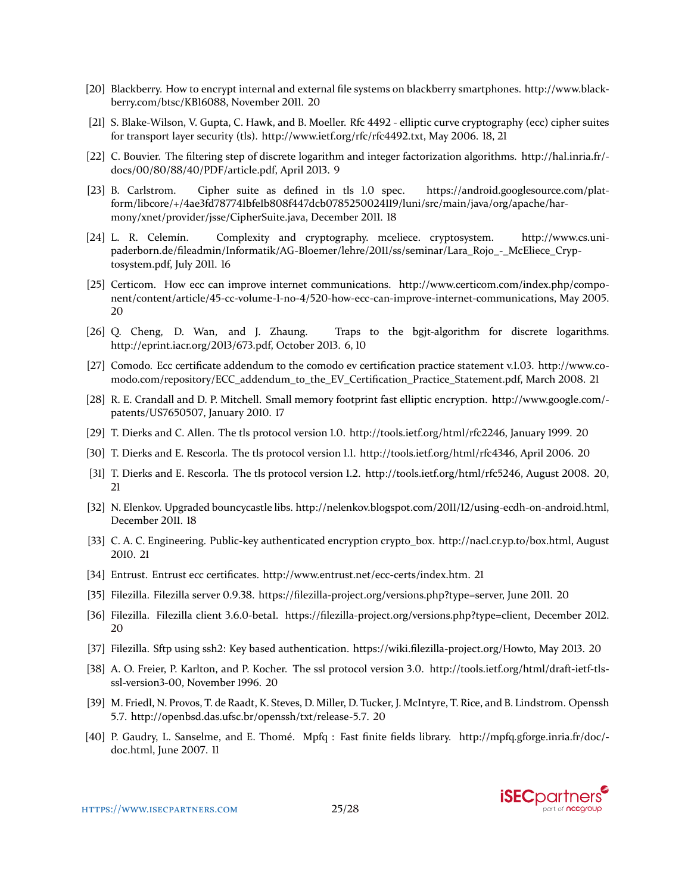[20] Blackberry. How to encrypt internal and external file systems on blackberry smartphones. http://www.blackberry.com/btsc/KB16088, November 2011. 20

[21] S. Blake-Wilson, V. Gupta, C. Hawk, and B. Moeller. Rfc 4492 - elliptic curve cryptography (ecc) cipher suites for transport layer security (tls). http://www.ietf.org/rfc/rfc4492.txt, May 2006. 18, 21

[22] C. Bouvier. The filtering step of discrete logarithm and integer factorization algorithms. http://hal.inria.fr/docs/00/80/88/40/PDF/article.pdf, April 2013. 9

[23] B. Carlstrom. Cipher suite as defined in tls 1.0 spec. https://android.googlesource.com/platform/libcore/+/4ae3fd787741bfe1b808f447dcb0785250024119/luni/src/main/java/org/apache/harmony/xnet/provider/jsse/CipherSuite.java, December 2011. 18

[24] L. R. Celemín. Complexity and cryptography. mceliece. cryptosystem. http://www.cs.uni-paderborn.de/fileadmin/Informatik/AG-Bloemer/lehre/2011/ss/seminar/Lara_Rojo_-_McEliece_Cryptosystem.pdf, July 2011. 16

[25] Certicom. How ecc can improve internet communications. http://www.certicom.com/index.php/component/content/article/45-cc-volume-1-no-4/520-how-ecc-can-improve-internet-communications, May 2005. 20

[26] Q. Cheng, D. Wan, and J. Zhaung. Traps to the bgjt-algorithm for discrete logarithms. http://eprint.iacr.org/2013/673.pdf, October 2013. 6, 10

[27] Comodo. Ecc certificate addendum to the comodo ev certification practice statement v.1.03. http://www.comodo.com/repository/ECC_addendum_to_the_EV_Certification_Practice_Statement.pdf, March 2008. 21

[28] R. E. Crandall and D. P. Mitchell. Small memory footprint fast elliptic encryption. http://www.google.com/patents/US7650507, January 2010. 17

[29] T. Dierks and C. Allen. The tls protocol version 1.0. http://tools.ietf.org/html/rfc2246, January 1999. 20

[30] T. Dierks and E. Rescorla. The tls protocol version 1.1. http://tools.ietf.org/html/rfc4346, April 2006. 20

[31] T. Dierks and E. Rescorla. The tls protocol version 1.2. http://tools.ietf.org/html/rfc5246, August 2008. 20, 21

[32] N. Elenkov. Upgraded bouncycastle libs. http://nelenkov.blogspot.com/2011/12/using-ecdh-on-android.html, December 2011. 18

[33] C. A. C. Engineering. Public-key authenticated encryption crypto_box. http://nacl.cr.yp.to/box.html, August 2010. 21

[34] Entrust. Entrust ecc certificates. http://www.entrust.net/ecc-certs/index.htm. 21

[35] Filezilla. Filezilla server 0.9.38. https://filezilla-project.org/versions.php?type=server, June 2011. 20

[36] Filezilla. Filezilla client 3.6.0-beta1. https://filezilla-project.org/versions.php?type=client, December 2012. 20

[37] Filezilla. Sftp using ssh2: Key based authentication. https://wiki.filezilla-project.org/Howto, May 2013. 20

[38] A. O. Freier, P. Karlton, and P. Kocher. The ssl protocol version 3.0. http://tools.ietf.org/html/draft-ietf-tls-ssl-version3-00, November 1996. 20

[39] M. Friedl, N. Provos, T. de Raadt, K. Steves, D. Miller, D. Tucker, J. McIntyre, T. Rice, and B. Lindstrom. Openssh 5.7. http://openbsd.das.ufsc.br/openssh/txt/release-5.7. 20

[40] P. Gaudry, L. Sanselme, and E. Thomé. Mpfq : Fast finite fields library. http://mpfq.gforge.inria.fr/doc/doc.html, June 2007. 11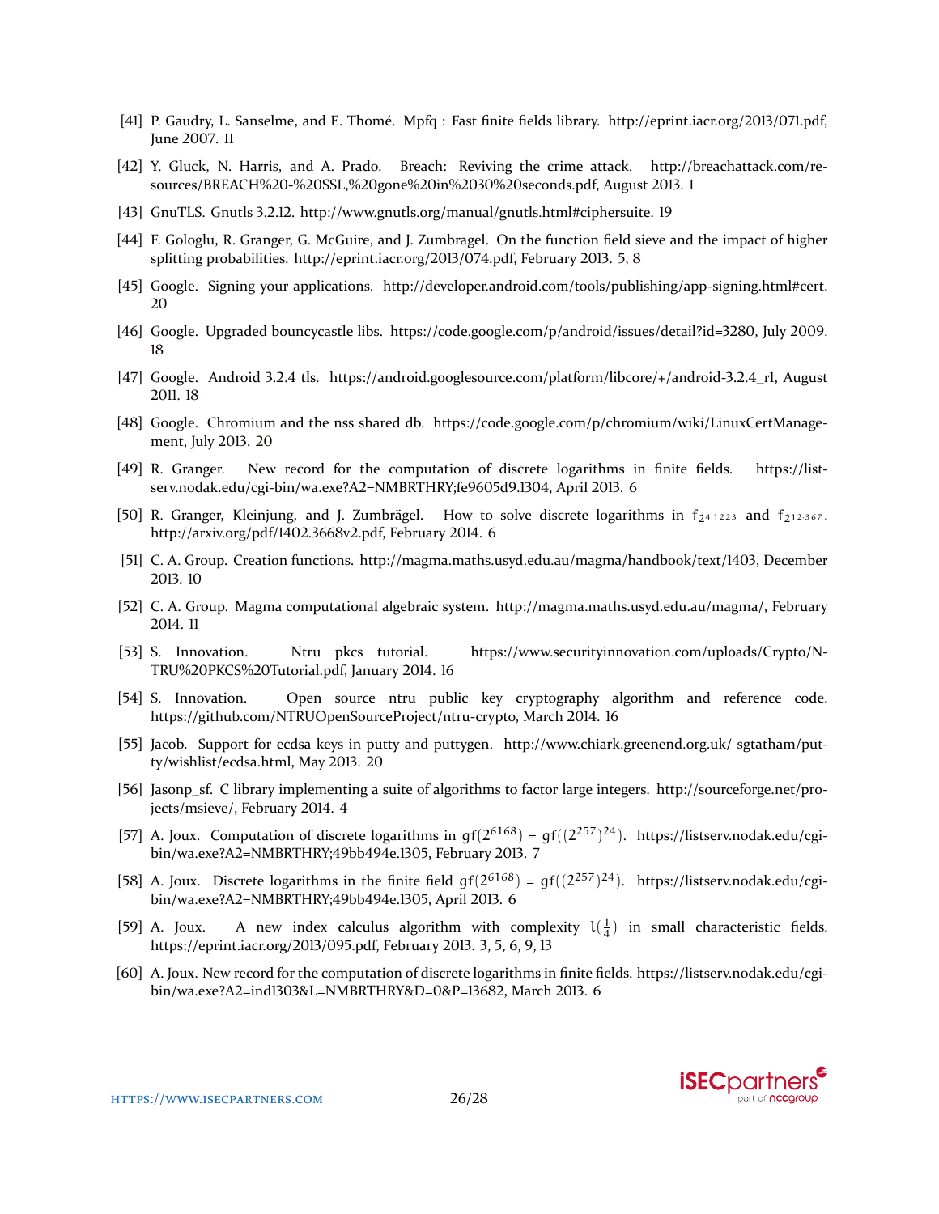[41] P. Gaudry, L. Sanselme, and E. Thomé. Mpfq : Fast finite fields library. http://eprint.iacr.org/2013/071.pdf, June 2007. 11

[42] Y. Gluck, N. Harris, and A. Prado. Breach: Reviving the crime attack. http://breachattack.com/resources/BREACH%20-%20SSL,%20gone%20in%2030%20seconds.pdf, August 2013. 1

[43] GnuTLS. Gnutls 3.2.12. http://www.gnutls.org/manual/gnutls.html#ciphersuite. 19

[44] F. Gologlu, R. Granger, G. McGuire, and J. Zumbragel. On the function field sieve and the impact of higher splitting probabilities. http://eprint.iacr.org/2013/074.pdf, February 2013. 5, 8

[45] Google. Signing your applications. http://developer.android.com/tools/publishing/app-signing.html#cert. 20

[46] Google. Upgraded bouncycastle libs. https://code.google.com/p/android/issues/detail?id=3280, July 2009. 18

[47] Google. Android 3.2.4 tls. https://android.googlesource.com/platform/libcore/+/android-3.2.4_r1, August 2011. 18

[48] Google. Chromium and the nss shared db. https://code.google.com/p/chromium/wiki/LinuxCertManagement, July 2013. 20

[49] R. Granger. New record for the computation of discrete logarithms in finite fields. https://listserv.nodak.edu/cgi-bin/wa.exe?A2=NMBRTHRY;fe9605d9.1304, April 2013. 6

[50] R. Granger, Kleinjung, and J. Zumbrägel. How to solve discrete logarithms in $f_{2^{4 \cdot 1223}}$ and $f_{2^{12 \cdot 367}}$. http://arxiv.org/pdf/1402.3668v2.pdf, February 2014. 6

[51] C. A. Group. Creation functions. http://magma.maths.usyd.edu.au/magma/handbook/text/1403, December 2013. 10

[52] C. A. Group. Magma computational algebraic system. http://magma.maths.usyd.edu.au/magma/, February 2014. 11

[53] S. Innovation. Ntru pkcs tutorial. https://www.securityinnovation.com/uploads/Crypto/NTRU%20PKCS%20Tutorial.pdf, January 2014. 16

[54] S. Innovation. Open source ntru public key cryptography algorithm and reference code. https://github.com/NTRUOpenSourceProject/ntru-crypto, March 2014. 16

[55] Jacob. Support for ecdsa keys in putty and puttygen. http://www.chiark.greenend.org.uk/ sgtatham/putty/wishlist/ecdsa.html, May 2013. 20

[56] Jasonp_sf. C library implementing a suite of algorithms to factor large integers. http://sourceforge.net/projects/msieve/, February 2014. 4

[57] A. Joux. Computation of discrete logarithms in $gf(2^{6168}) = gf((2^{257})^{24})$. https://listserv.nodak.edu/cgi-bin/wa.exe?A2=NMBRTHRY;49bb494e.1305, February 2013. 7

[58] A. Joux. Discrete logarithms in the finite field $gf(2^{6168}) = gf((2^{257})^{24})$. https://listserv.nodak.edu/cgi-bin/wa.exe?A2=NMBRTHRY;49bb494e.1305, April 2013. 6

[59] A. Joux. A new index calculus algorithm with complexity $l(\frac{1}{4})$ in small characteristic fields. https://eprint.iacr.org/2013/095.pdf, February 2013. 3, 5, 6, 9, 13

[60] A. Joux. New record for the computation of discrete logarithms in finite fields. https://listserv.nodak.edu/cgi-bin/wa.exe?A2=ind1303&L=NMBRTHRY&D=0&P=13682, March 2013. 6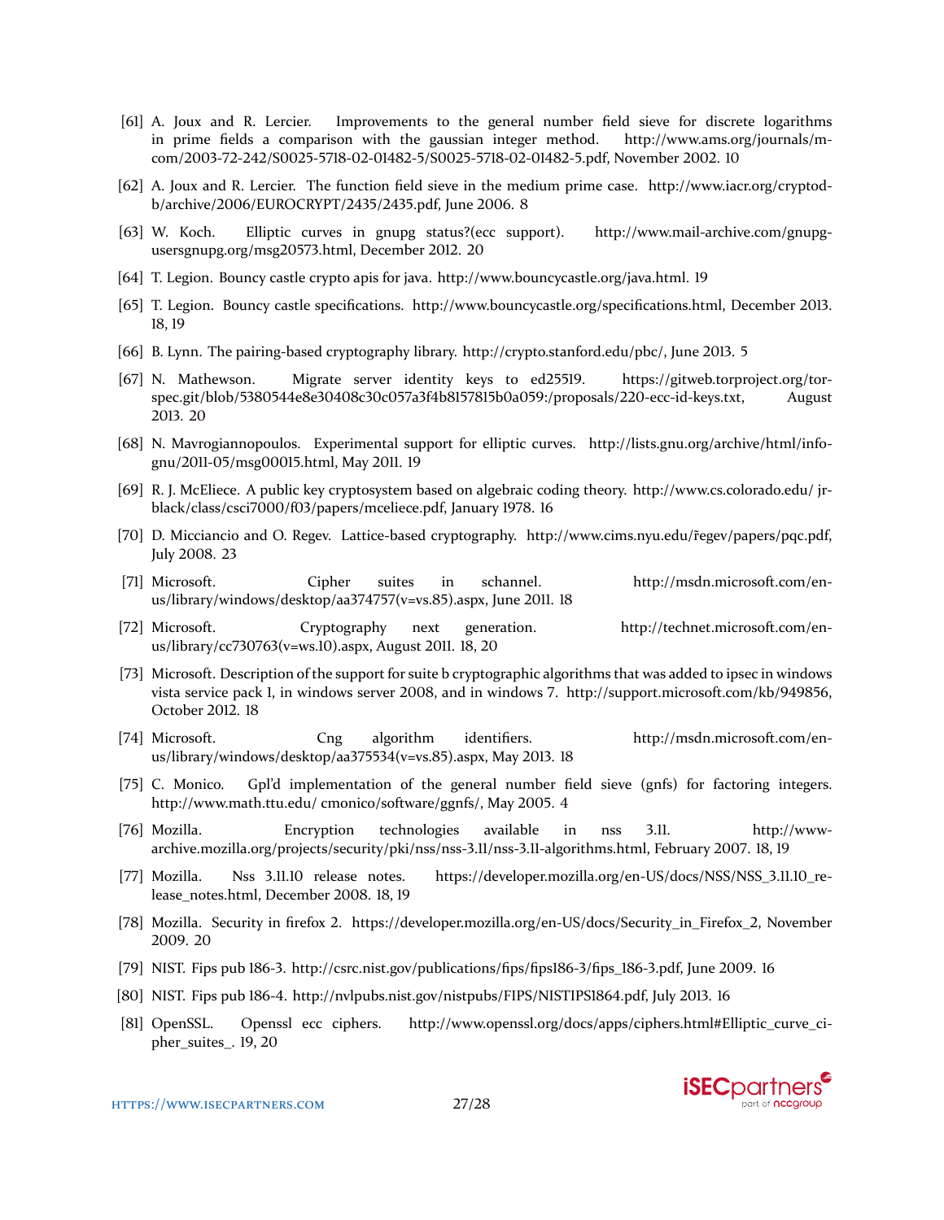[61] A. Joux and R. Lercier. Improvements to the general number field sieve for discrete logarithms in prime fields a comparison with the gaussian integer method. http://www.ams.org/journals/mcom/2003-72-242/S0025-5718-02-01482-5/S0025-5718-02-01482-5.pdf, November 2002. 10

[62] A. Joux and R. Lercier. The function field sieve in the medium prime case. http://www.iacr.org/cryptodb/archive/2006/EUROCRYPT/2435/2435.pdf, June 2006. 8

[63] W. Koch. Elliptic curves in gnupg status?(ecc support). http://www.mail-archive.com/gnupg-usersgnupg.org/msg20573.html, December 2012. 20

[64] T. Legion. Bouncy castle crypto apis for java. http://www.bouncycastle.org/java.html. 19

[65] T. Legion. Bouncy castle specifications. http://www.bouncycastle.org/specifications.html, December 2013. 18, 19

[66] B. Lynn. The pairing-based cryptography library. http://crypto.stanford.edu/pbc/, June 2013. 5

[67] N. Mathewson. Migrate server identity keys to ed25519. https://gitweb.torproject.org/torspec.git/blob/5380544e8e30408c30c057a3f4b8157815b0a059:/proposals/220-ecc-id-keys.txt, August 2013. 20

[68] N. Mavrogiannopoulos. Experimental support for elliptic curves. http://lists.gnu.org/archive/html/infognu/2011-05/msg00015.html, May 2011. 19

[69] R. J. McEliece. A public key cryptosystem based on algebraic coding theory. http://www.cs.colorado.edu/ jrblack/class/csci7000/f03/papers/mceliece.pdf, January 1978. 16

[70] D. Micciancio and O. Regev. Lattice-based cryptography. http://www.cims.nyu.edu/r̃egev/papers/pqc.pdf, July 2008. 23

[71] Microsoft. Cipher suites in schannel. http://msdn.microsoft.com/enus/library/windows/desktop/aa374757(v=vs.85).aspx, June 2011. 18

[72] Microsoft. Cryptography next generation. http://technet.microsoft.com/enus/library/cc730763(v=ws.10).aspx, August 2011. 18, 20

[73] Microsoft. Description of the support for suite b cryptographic algorithms that was added to ipsec in windows vista service pack 1, in windows server 2008, and in windows 7. http://support.microsoft.com/kb/949856, October 2012. 18

[74] Microsoft. Cng algorithm identifiers. http://msdn.microsoft.com/enus/library/windows/desktop/aa375534(v=vs.85).aspx, May 2013. 18

[75] C. Monico. Gpl'd implementation of the general number field sieve (gnfs) for factoring integers. http://www.math.ttu.edu/ cmonico/software/ggnfs/, May 2005. 4

[76] Mozilla. Encryption technologies available in nss 3.11. http://wwwarchive.mozilla.org/projects/security/pki/nss/nss-3.11/nss-3.11-algorithms.html, February 2007. 18, 19

[77] Mozilla. Nss 3.11.10 release notes. https://developer.mozilla.org/en-US/docs/NSS/NSS_3.11.10_release_notes.html, December 2008. 18, 19

[78] Mozilla. Security in firefox 2. https://developer.mozilla.org/en-US/docs/Security_in_Firefox_2, November 2009. 20

[79] NIST. Fips pub 186-3. http://csrc.nist.gov/publications/fips/fips186-3/fips_186-3.pdf, June 2009. 16

[80] NIST. Fips pub 186-4. http://nvlpubs.nist.gov/nistpubs/FIPS/NISTIPS1864.pdf, July 2013. 16

[81] OpenSSL. Openssl ecc ciphers. http://www.openssl.org/docs/apps/ciphers.html#Elliptic_curve_cipher_suites_. 19, 20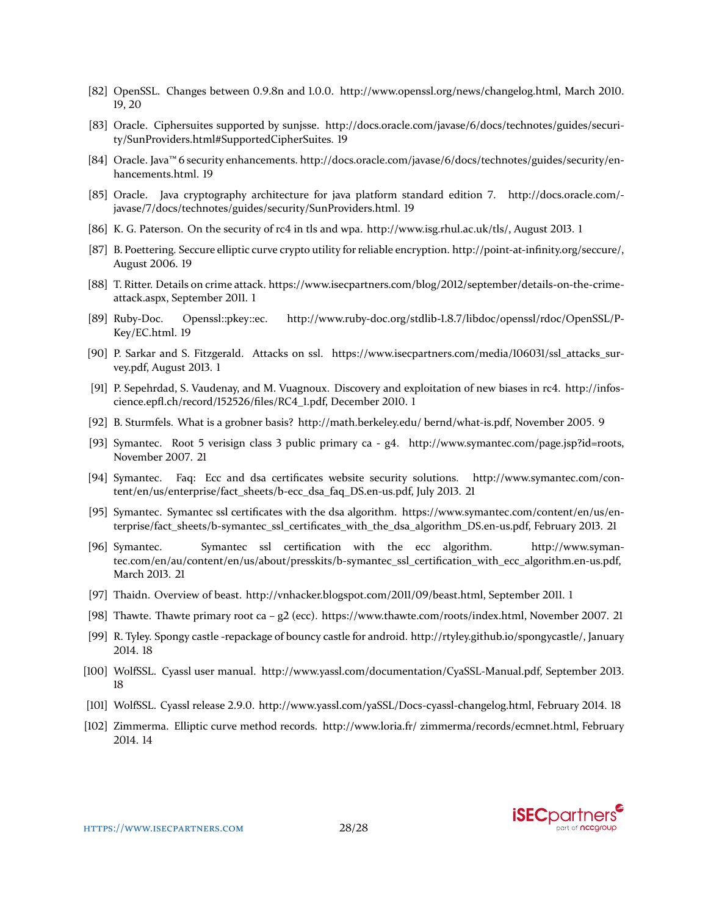[82] OpenSSL. Changes between 0.9.8n and 1.0.0. http://www.openssl.org/news/changelog.html, March 2010. 19, 20

[83] Oracle. Ciphersuites supported by sunjsse. http://docs.oracle.com/javase/6/docs/technotes/guides/security/SunProviders.html#SupportedCipherSuites. 19

[84] Oracle. Java™ 6 security enhancements. http://docs.oracle.com/javase/6/docs/technotes/guides/security/enhancements.html. 19

[85] Oracle. Java cryptography architecture for java platform standard edition 7. http://docs.oracle.com/javase/7/docs/technotes/guides/security/SunProviders.html. 19

[86] K. G. Paterson. On the security of rc4 in tls and wpa. http://www.isg.rhul.ac.uk/tls/, August 2013. 1

[87] B. Poettering. Seccure elliptic curve crypto utility for reliable encryption. http://point-at-infinity.org/seccure/, August 2006. 19

[88] T. Ritter. Details on crime attack. https://www.isecpartners.com/blog/2012/september/details-on-the-crime-attack.aspx, September 2011. 1

[89] Ruby-Doc. Openssl::pkey::ec. http://www.ruby-doc.org/stdlib-1.8.7/libdoc/openssl/rdoc/OpenSSL/PKey/EC.html. 19

[90] P. Sarkar and S. Fitzgerald. Attacks on ssl. https://www.isecpartners.com/media/106031/ssl_attacks_survey.pdf, August 2013. 1

[91] P. Sepehrdad, S. Vaudenay, and M. Vuagnoux. Discovery and exploitation of new biases in rc4. http://infoscience.epfl.ch/record/152526/files/RC4_1.pdf, December 2010. 1

[92] B. Sturmfels. What is a grobner basis? http://math.berkeley.edu/ bernd/what-is.pdf, November 2005. 9

[93] Symantec. Root 5 verisign class 3 public primary ca - g4. http://www.symantec.com/page.jsp?id=roots, November 2007. 21

[94] Symantec. Faq: Ecc and dsa certificates website security solutions. http://www.symantec.com/content/en/us/enterprise/fact_sheets/b-ecc_dsa_faq_DS.en-us.pdf, July 2013. 21

[95] Symantec. Symantec ssl certificates with the dsa algorithm. https://www.symantec.com/content/en/us/enterprise/fact_sheets/b-symantec_ssl_certificates_with_the_dsa_algorithm_DS.en-us.pdf, February 2013. 21

[96] Symantec. Symantec ssl certification with the ecc algorithm. http://www.symantec.com/en/au/content/en/us/about/presskits/b-symantec_ssl_certification_with_ecc_algorithm.en-us.pdf, March 2013. 21

[97] Thaidn. Overview of beast. http://vnhacker.blogspot.com/2011/09/beast.html, September 2011. 1

[98] Thawte. Thawte primary root ca – g2 (ecc). https://www.thawte.com/roots/index.html, November 2007. 21

[99] R. Tyley. Spongy castle -repackage of bouncy castle for android. http://rtyley.github.io/spongycastle/, January 2014. 18

[100] WolfSSL. Cyassl user manual. http://www.yassl.com/documentation/CyaSSL-Manual.pdf, September 2013. 18

[101] WolfSSL. Cyassl release 2.9.0. http://www.yassl.com/yaSSL/Docs-cyassl-changelog.html, February 2014. 18

[102] Zimmerma. Elliptic curve method records. http://www.loria.fr/ zimmerma/records/ecmnet.html, February 2014. 14